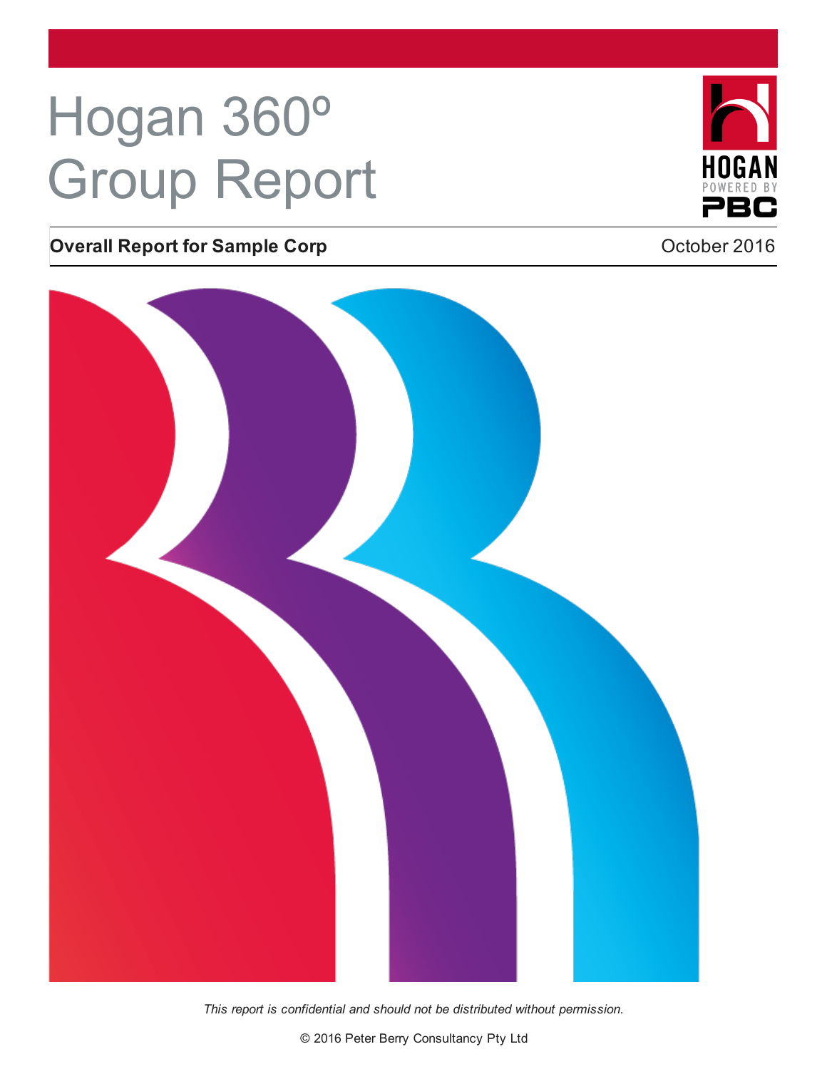# Hogan 360º Group Report

**Overall Report for Sample Corp** October 2016

*This report is confidential and should not be distributed without permission.*

© 2016 Peter Berry Consultancy Pty Ltd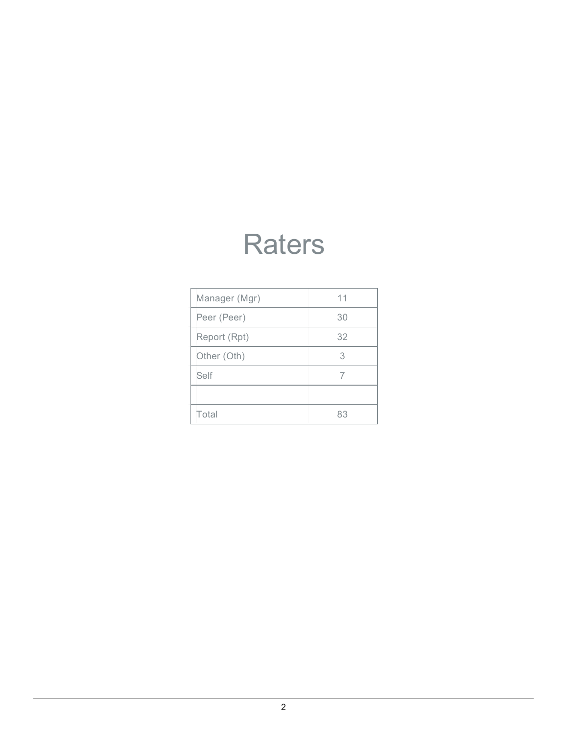# Raters

| Manager (Mgr) | 11 |
|---|---|
| Peer (Peer) | 30 |
| Report (Rpt) | 32 |
| Other (Oth) | 3 |
| Self | 7 |
| | |
| Total | 83 |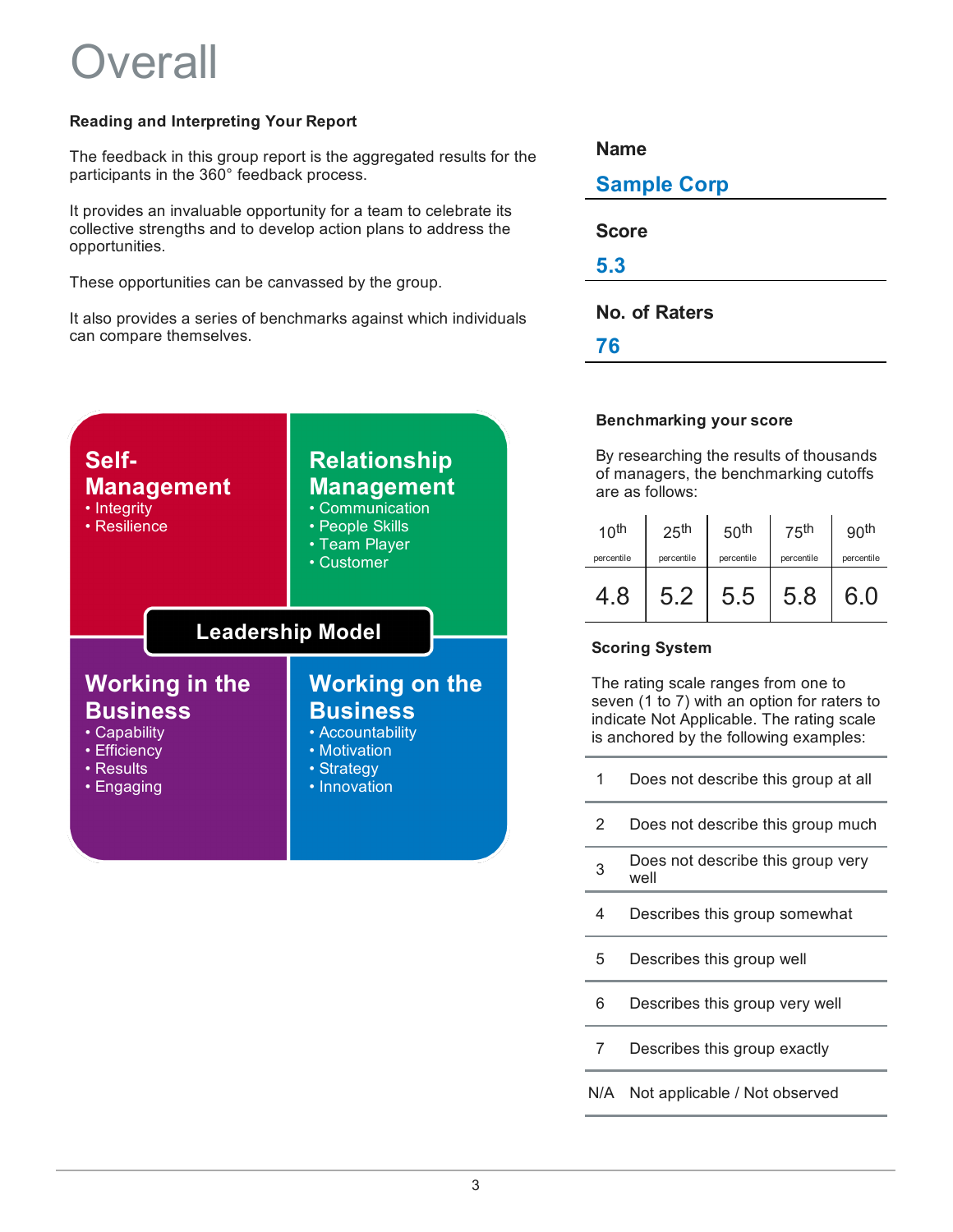# Overall

**Reading and Interpreting Your Report**

The feedback in this group report is the aggregated results for the participants in the 360° feedback process.

It provides an invaluable opportunity for a team to celebrate its collective strengths and to develop action plans to address the opportunities.

These opportunities can be canvassed by the group.

It also provides a series of benchmarks against which individuals can compare themselves.

**Self-Management**
- Integrity
- Resilience

**Relationship Management**
- Communication
- People Skills
- Team Player
- Customer

**Leadership Model**

**Working in the Business**
- Capability
- Efficiency
- Results
- Engaging

**Working on the Business**
- Accountability
- Motivation
- Strategy
- Innovation

**Name**

**Sample Corp**

**Score**

**5.3**

**No. of Raters**

**76**

**Benchmarking your score**

By researching the results of thousands of managers, the benchmarking cutoffs are as follows:

| 10th percentile | 25th percentile | 50th percentile | 75th percentile | 90th percentile |
|---|---|---|---|---|
| 4.8 | 5.2 | 5.5 | 5.8 | 6.0 |

**Scoring System**

The rating scale ranges from one to seven (1 to 7) with an option for raters to indicate Not Applicable. The rating scale is anchored by the following examples:

| | |
|---|---|
| 1 | Does not describe this group at all |
| 2 | Does not describe this group much |
| 3 | Does not describe this group very well |
| 4 | Describes this group somewhat |
| 5 | Describes this group well |
| 6 | Describes this group very well |
| 7 | Describes this group exactly |
| N/A | Not applicable / Not observed |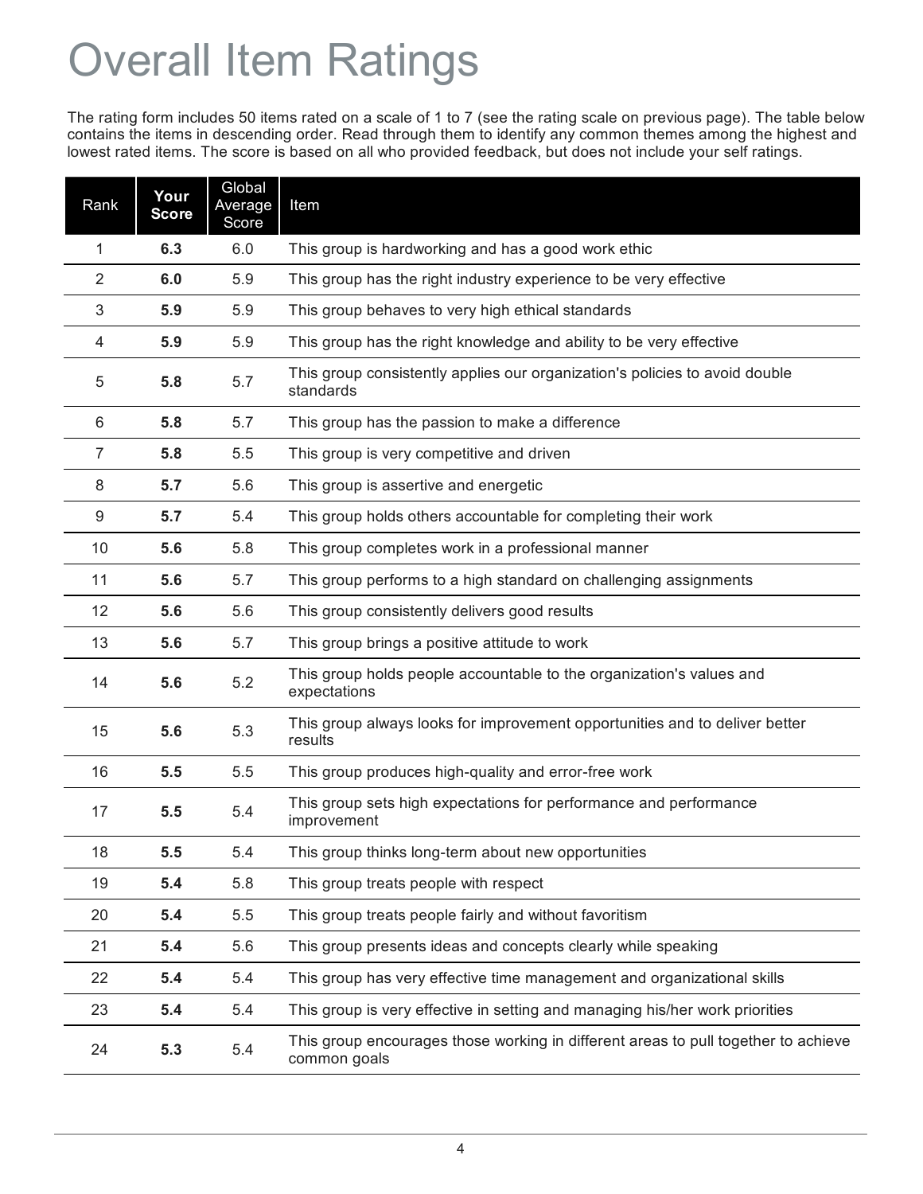# Overall Item Ratings

The rating form includes 50 items rated on a scale of 1 to 7 (see the rating scale on previous page). The table below contains the items in descending order. Read through them to identify any common themes among the highest and lowest rated items. The score is based on all who provided feedback, but does not include your self ratings.

| Rank | **Your Score** | Global Average Score | Item |
|---|---|---|---|
| 1 | **6.3** | 6.0 | This group is hardworking and has a good work ethic |
| 2 | **6.0** | 5.9 | This group has the right industry experience to be very effective |
| 3 | **5.9** | 5.9 | This group behaves to very high ethical standards |
| 4 | **5.9** | 5.9 | This group has the right knowledge and ability to be very effective |
| 5 | **5.8** | 5.7 | This group consistently applies our organization's policies to avoid double standards |
| 6 | **5.8** | 5.7 | This group has the passion to make a difference |
| 7 | **5.8** | 5.5 | This group is very competitive and driven |
| 8 | **5.7** | 5.6 | This group is assertive and energetic |
| 9 | **5.7** | 5.4 | This group holds others accountable for completing their work |
| 10 | **5.6** | 5.8 | This group completes work in a professional manner |
| 11 | **5.6** | 5.7 | This group performs to a high standard on challenging assignments |
| 12 | **5.6** | 5.6 | This group consistently delivers good results |
| 13 | **5.6** | 5.7 | This group brings a positive attitude to work |
| 14 | **5.6** | 5.2 | This group holds people accountable to the organization's values and expectations |
| 15 | **5.6** | 5.3 | This group always looks for improvement opportunities and to deliver better results |
| 16 | **5.5** | 5.5 | This group produces high-quality and error-free work |
| 17 | **5.5** | 5.4 | This group sets high expectations for performance and performance improvement |
| 18 | **5.5** | 5.4 | This group thinks long-term about new opportunities |
| 19 | **5.4** | 5.8 | This group treats people with respect |
| 20 | **5.4** | 5.5 | This group treats people fairly and without favoritism |
| 21 | **5.4** | 5.6 | This group presents ideas and concepts clearly while speaking |
| 22 | **5.4** | 5.4 | This group has very effective time management and organizational skills |
| 23 | **5.4** | 5.4 | This group is very effective in setting and managing his/her work priorities |
| 24 | **5.3** | 5.4 | This group encourages those working in different areas to pull together to achieve common goals |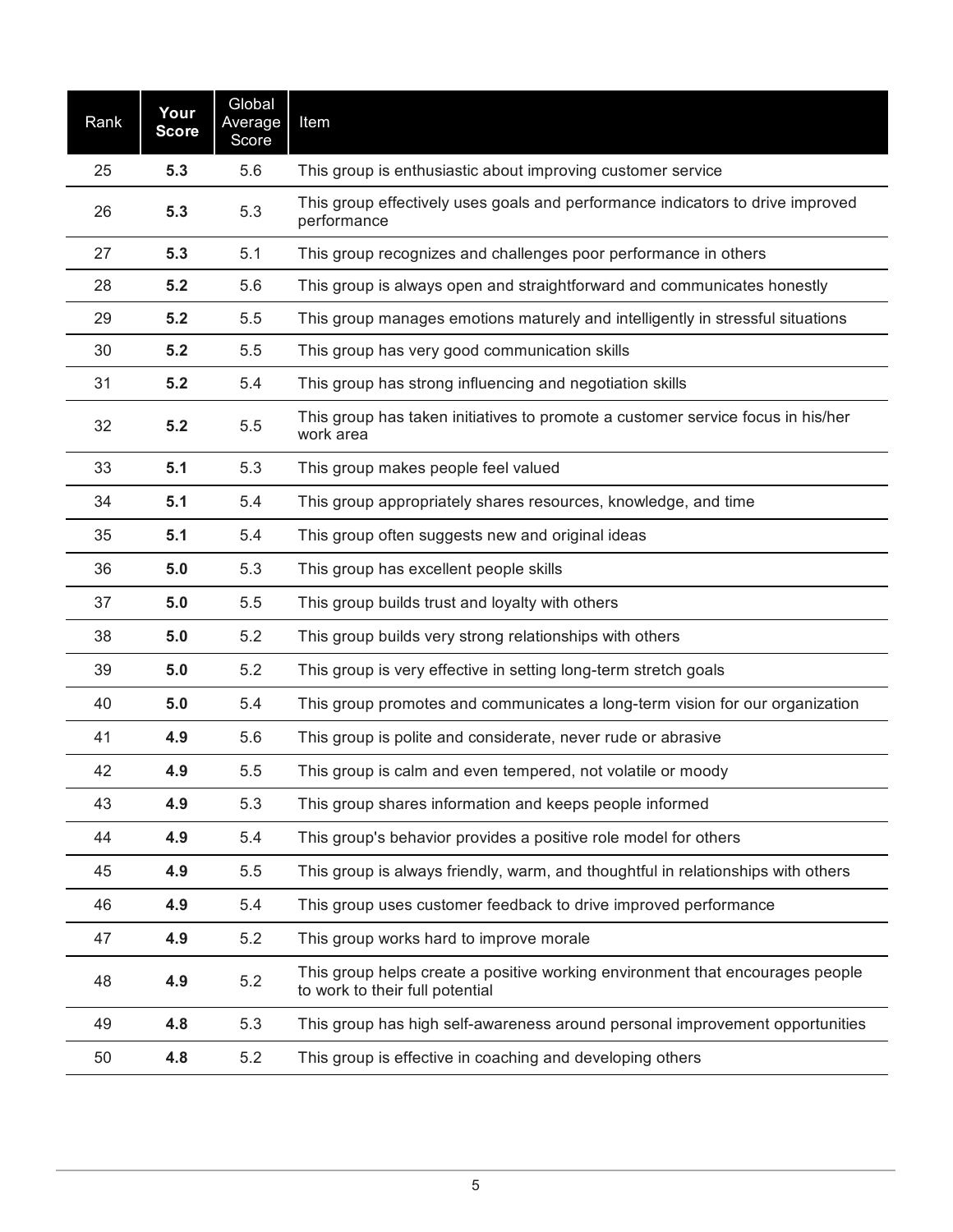| Rank | **Your Score** | Global Average Score | Item |
|---|---|---|---|
| 25 | **5.3** | 5.6 | This group is enthusiastic about improving customer service |
| 26 | **5.3** | 5.3 | This group effectively uses goals and performance indicators to drive improved performance |
| 27 | **5.3** | 5.1 | This group recognizes and challenges poor performance in others |
| 28 | **5.2** | 5.6 | This group is always open and straightforward and communicates honestly |
| 29 | **5.2** | 5.5 | This group manages emotions maturely and intelligently in stressful situations |
| 30 | **5.2** | 5.5 | This group has very good communication skills |
| 31 | **5.2** | 5.4 | This group has strong influencing and negotiation skills |
| 32 | **5.2** | 5.5 | This group has taken initiatives to promote a customer service focus in his/her work area |
| 33 | **5.1** | 5.3 | This group makes people feel valued |
| 34 | **5.1** | 5.4 | This group appropriately shares resources, knowledge, and time |
| 35 | **5.1** | 5.4 | This group often suggests new and original ideas |
| 36 | **5.0** | 5.3 | This group has excellent people skills |
| 37 | **5.0** | 5.5 | This group builds trust and loyalty with others |
| 38 | **5.0** | 5.2 | This group builds very strong relationships with others |
| 39 | **5.0** | 5.2 | This group is very effective in setting long-term stretch goals |
| 40 | **5.0** | 5.4 | This group promotes and communicates a long-term vision for our organization |
| 41 | **4.9** | 5.6 | This group is polite and considerate, never rude or abrasive |
| 42 | **4.9** | 5.5 | This group is calm and even tempered, not volatile or moody |
| 43 | **4.9** | 5.3 | This group shares information and keeps people informed |
| 44 | **4.9** | 5.4 | This group's behavior provides a positive role model for others |
| 45 | **4.9** | 5.5 | This group is always friendly, warm, and thoughtful in relationships with others |
| 46 | **4.9** | 5.4 | This group uses customer feedback to drive improved performance |
| 47 | **4.9** | 5.2 | This group works hard to improve morale |
| 48 | **4.9** | 5.2 | This group helps create a positive working environment that encourages people to work to their full potential |
| 49 | **4.8** | 5.3 | This group has high self-awareness around personal improvement opportunities |
| 50 | **4.8** | 5.2 | This group is effective in coaching and developing others |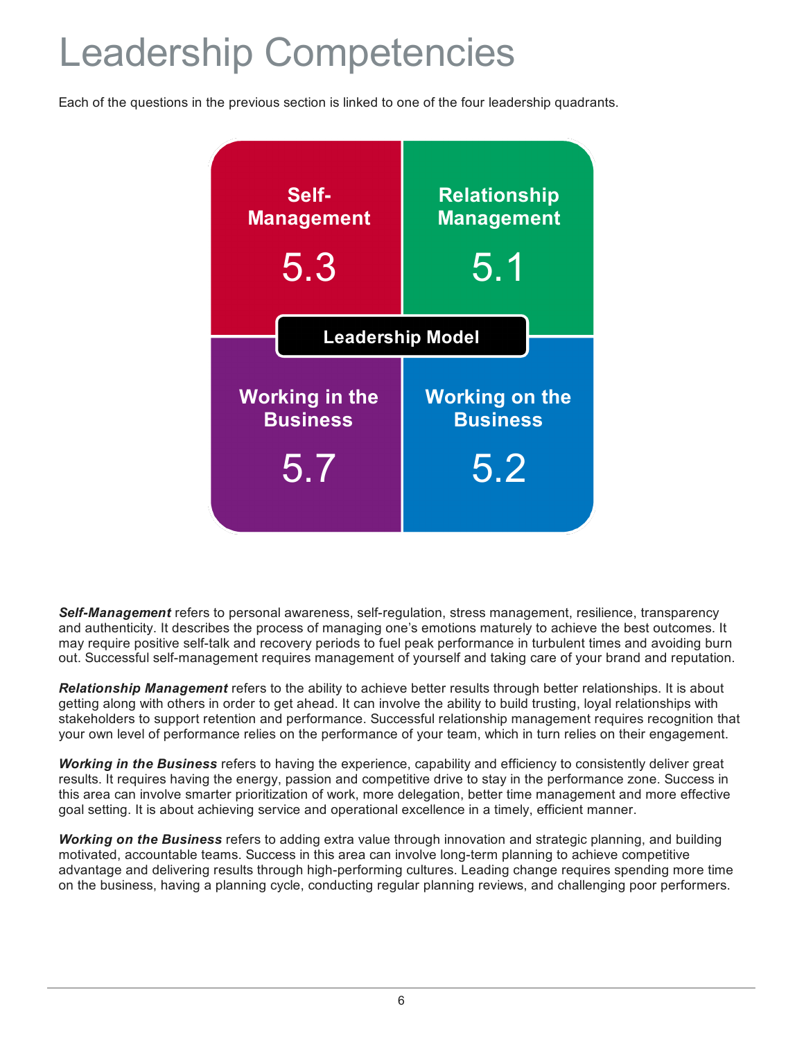# Leadership Competencies

Each of the questions in the previous section is linked to one of the four leadership quadrants.

**Leadership Model**

| Self-Management | Relationship Management |
| --- | --- |
| 5.3 | 5.1 |
| **Working in the Business** | **Working on the Business** |
| 5.7 | 5.2 |

***Self-Management*** refers to personal awareness, self-regulation, stress management, resilience, transparency and authenticity. It describes the process of managing one's emotions maturely to achieve the best outcomes. It may require positive self-talk and recovery periods to fuel peak performance in turbulent times and avoiding burn out. Successful self-management requires management of yourself and taking care of your brand and reputation.

***Relationship Management*** refers to the ability to achieve better results through better relationships. It is about getting along with others in order to get ahead. It can involve the ability to build trusting, loyal relationships with stakeholders to support retention and performance. Successful relationship management requires recognition that your own level of performance relies on the performance of your team, which in turn relies on their engagement.

***Working in the Business*** refers to having the experience, capability and efficiency to consistently deliver great results. It requires having the energy, passion and competitive drive to stay in the performance zone. Success in this area can involve smarter prioritization of work, more delegation, better time management and more effective goal setting. It is about achieving service and operational excellence in a timely, efficient manner.

***Working on the Business*** refers to adding extra value through innovation and strategic planning, and building motivated, accountable teams. Success in this area can involve long-term planning to achieve competitive advantage and delivering results through high-performing cultures. Leading change requires spending more time on the business, having a planning cycle, conducting regular planning reviews, and challenging poor performers.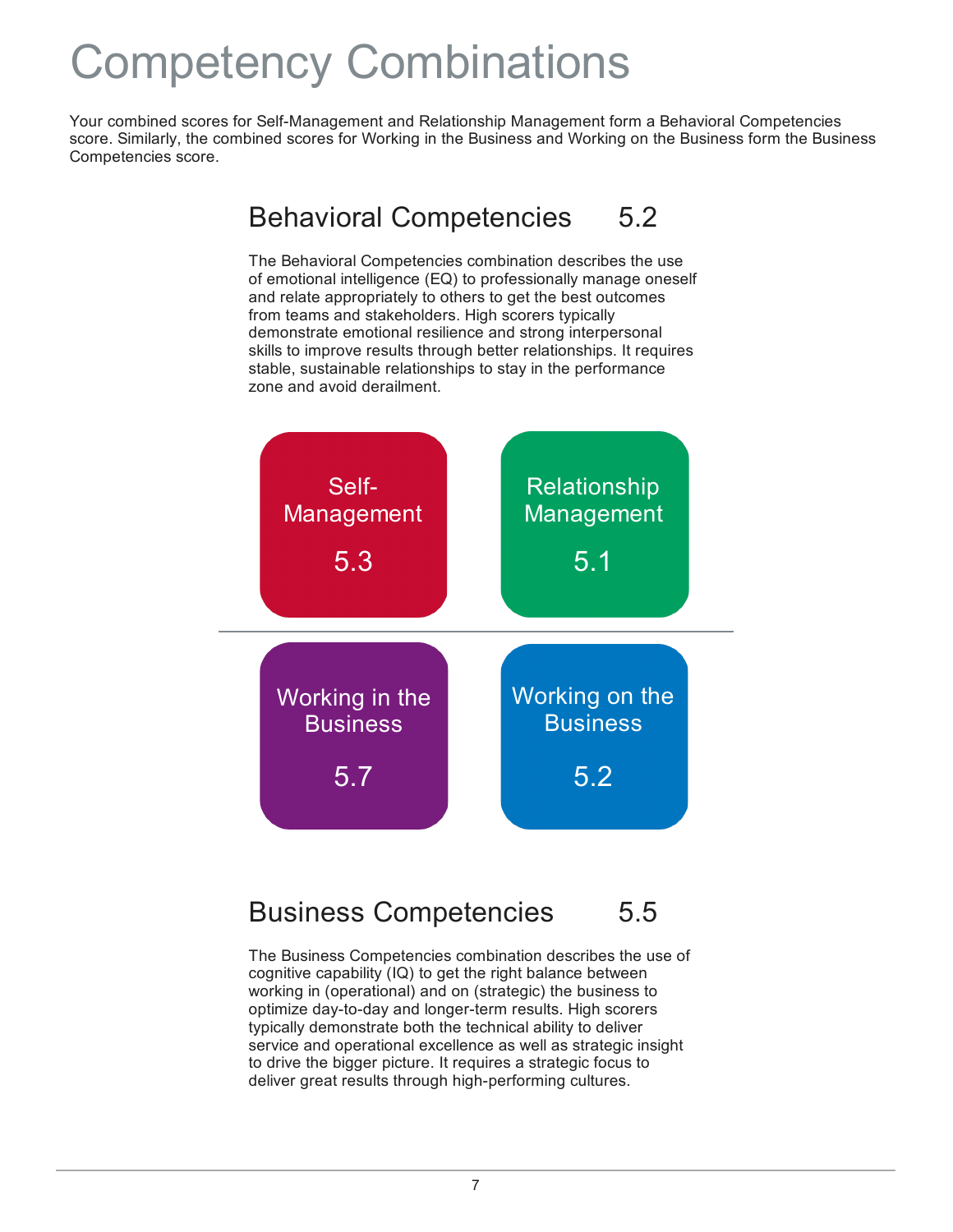# Competency Combinations

Your combined scores for Self-Management and Relationship Management form a Behavioral Competencies score. Similarly, the combined scores for Working in the Business and Working on the Business form the Business Competencies score.

## Behavioral Competencies 5.2

The Behavioral Competencies combination describes the use of emotional intelligence (EQ) to professionally manage oneself and relate appropriately to others to get the best outcomes from teams and stakeholders. High scorers typically demonstrate emotional resilience and strong interpersonal skills to improve results through better relationships. It requires stable, sustainable relationships to stay in the performance zone and avoid derailment.

| Self-Management | Relationship Management |
|---|---|
| 5.3 | 5.1 |

| Working in the Business | Working on the Business |
|---|---|
| 5.7 | 5.2 |

## Business Competencies 5.5

The Business Competencies combination describes the use of cognitive capability (IQ) to get the right balance between working in (operational) and on (strategic) the business to optimize day-to-day and longer-term results. High scorers typically demonstrate both the technical ability to deliver service and operational excellence as well as strategic insight to drive the bigger picture. It requires a strategic focus to deliver great results through high-performing cultures.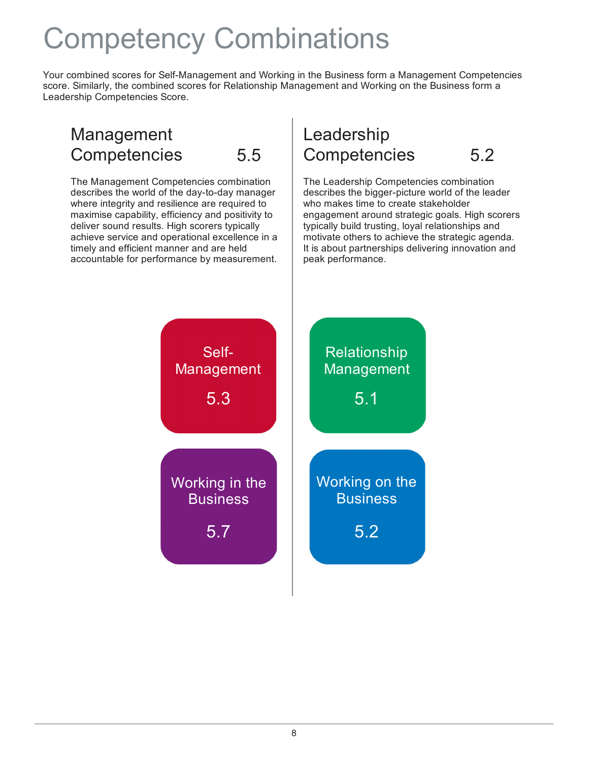# Competency Combinations

Your combined scores for Self-Management and Working in the Business form a Management Competencies score. Similarly, the combined scores for Relationship Management and Working on the Business form a Leadership Competencies Score.

## Management Competencies 5.5

The Management Competencies combination describes the world of the day-to-day manager where integrity and resilience are required to maximise capability, efficiency and positivity to deliver sound results. High scorers typically achieve service and operational excellence in a timely and efficient manner and are held accountable for performance by measurement.

Self-Management

5.3

Working in the Business

5.7

## Leadership Competencies 5.2

The Leadership Competencies combination describes the bigger-picture world of the leader who makes time to create stakeholder engagement around strategic goals. High scorers typically build trusting, loyal relationships and motivate others to achieve the strategic agenda. It is about partnerships delivering innovation and peak performance.

Relationship Management

5.1

Working on the Business

5.2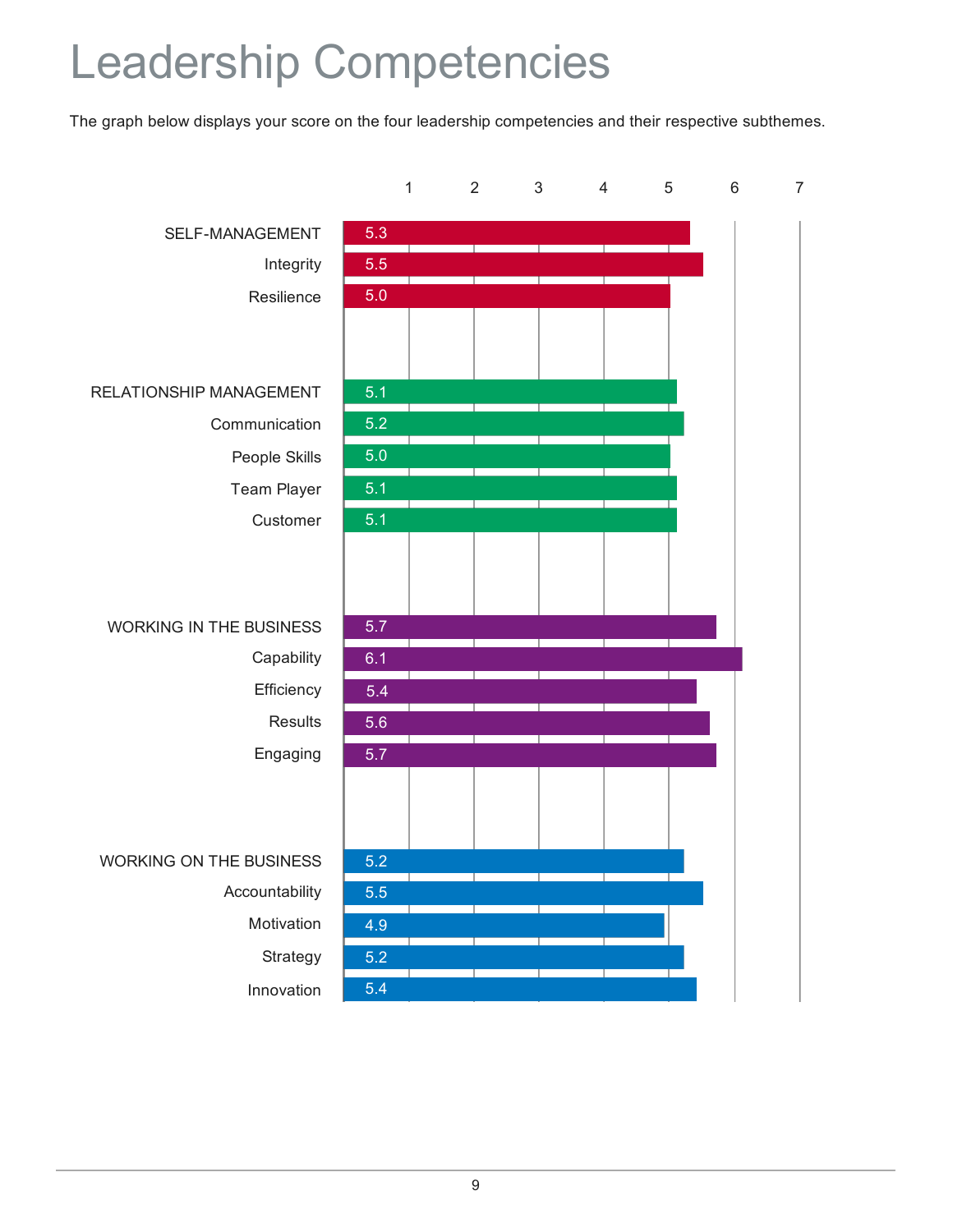# Leadership Competencies

The graph below displays your score on the four leadership competencies and their respective subthemes.

| Competency | Score |
|---|---|
| SELF-MANAGEMENT | 5.3 |
| Integrity | 5.5 |
| Resilience | 5.0 |
| RELATIONSHIP MANAGEMENT | 5.1 |
| Communication | 5.2 |
| People Skills | 5.0 |
| Team Player | 5.1 |
| Customer | 5.1 |
| WORKING IN THE BUSINESS | 5.7 |
| Capability | 6.1 |
| Efficiency | 5.4 |
| Results | 5.6 |
| Engaging | 5.7 |
| WORKING ON THE BUSINESS | 5.2 |
| Accountability | 5.5 |
| Motivation | 4.9 |
| Strategy | 5.2 |
| Innovation | 5.4 |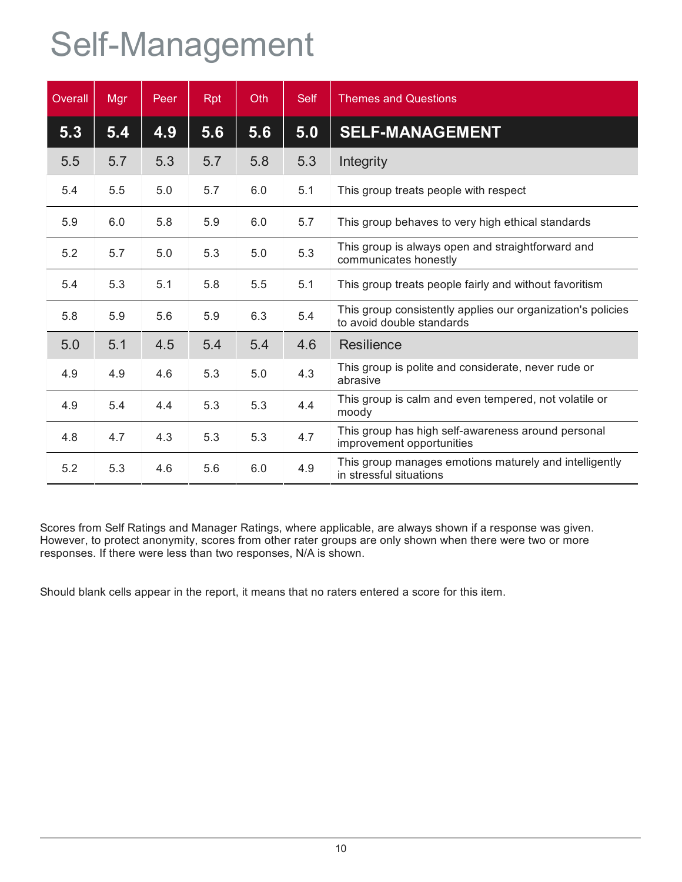# Self-Management

| Overall | Mgr | Peer | Rpt | Oth | Self | Themes and Questions |
|---|---|---|---|---|---|---|
| **5.3** | **5.4** | **4.9** | **5.6** | **5.6** | **5.0** | **SELF-MANAGEMENT** |
| 5.5 | 5.7 | 5.3 | 5.7 | 5.8 | 5.3 | Integrity |
| 5.4 | 5.5 | 5.0 | 5.7 | 6.0 | 5.1 | This group treats people with respect |
| 5.9 | 6.0 | 5.8 | 5.9 | 6.0 | 5.7 | This group behaves to very high ethical standards |
| 5.2 | 5.7 | 5.0 | 5.3 | 5.0 | 5.3 | This group is always open and straightforward and communicates honestly |
| 5.4 | 5.3 | 5.1 | 5.8 | 5.5 | 5.1 | This group treats people fairly and without favoritism |
| 5.8 | 5.9 | 5.6 | 5.9 | 6.3 | 5.4 | This group consistently applies our organization's policies to avoid double standards |
| 5.0 | 5.1 | 4.5 | 5.4 | 5.4 | 4.6 | Resilience |
| 4.9 | 4.9 | 4.6 | 5.3 | 5.0 | 4.3 | This group is polite and considerate, never rude or abrasive |
| 4.9 | 5.4 | 4.4 | 5.3 | 5.3 | 4.4 | This group is calm and even tempered, not volatile or moody |
| 4.8 | 4.7 | 4.3 | 5.3 | 5.3 | 4.7 | This group has high self-awareness around personal improvement opportunities |
| 5.2 | 5.3 | 4.6 | 5.6 | 6.0 | 4.9 | This group manages emotions maturely and intelligently in stressful situations |

Scores from Self Ratings and Manager Ratings, where applicable, are always shown if a response was given. However, to protect anonymity, scores from other rater groups are only shown when there were two or more responses. If there were less than two responses, N/A is shown.

Should blank cells appear in the report, it means that no raters entered a score for this item.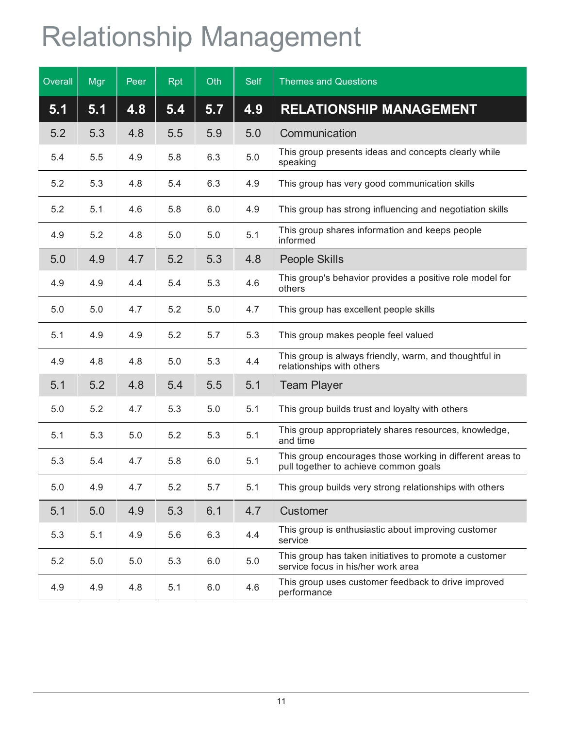# Relationship Management

| Overall | Mgr | Peer | Rpt | Oth | Self | Themes and Questions |
|---|---|---|---|---|---|---|
| **5.1** | **5.1** | **4.8** | **5.4** | **5.7** | **4.9** | **RELATIONSHIP MANAGEMENT** |
| 5.2 | 5.3 | 4.8 | 5.5 | 5.9 | 5.0 | Communication |
| 5.4 | 5.5 | 4.9 | 5.8 | 6.3 | 5.0 | This group presents ideas and concepts clearly while speaking |
| 5.2 | 5.3 | 4.8 | 5.4 | 6.3 | 4.9 | This group has very good communication skills |
| 5.2 | 5.1 | 4.6 | 5.8 | 6.0 | 4.9 | This group has strong influencing and negotiation skills |
| 4.9 | 5.2 | 4.8 | 5.0 | 5.0 | 5.1 | This group shares information and keeps people informed |
| 5.0 | 4.9 | 4.7 | 5.2 | 5.3 | 4.8 | People Skills |
| 4.9 | 4.9 | 4.4 | 5.4 | 5.3 | 4.6 | This group's behavior provides a positive role model for others |
| 5.0 | 5.0 | 4.7 | 5.2 | 5.0 | 4.7 | This group has excellent people skills |
| 5.1 | 4.9 | 4.9 | 5.2 | 5.7 | 5.3 | This group makes people feel valued |
| 4.9 | 4.8 | 4.8 | 5.0 | 5.3 | 4.4 | This group is always friendly, warm, and thoughtful in relationships with others |
| 5.1 | 5.2 | 4.8 | 5.4 | 5.5 | 5.1 | Team Player |
| 5.0 | 5.2 | 4.7 | 5.3 | 5.0 | 5.1 | This group builds trust and loyalty with others |
| 5.1 | 5.3 | 5.0 | 5.2 | 5.3 | 5.1 | This group appropriately shares resources, knowledge, and time |
| 5.3 | 5.4 | 4.7 | 5.8 | 6.0 | 5.1 | This group encourages those working in different areas to pull together to achieve common goals |
| 5.0 | 4.9 | 4.7 | 5.2 | 5.7 | 5.1 | This group builds very strong relationships with others |
| 5.1 | 5.0 | 4.9 | 5.3 | 6.1 | 4.7 | Customer |
| 5.3 | 5.1 | 4.9 | 5.6 | 6.3 | 4.4 | This group is enthusiastic about improving customer service |
| 5.2 | 5.0 | 5.0 | 5.3 | 6.0 | 5.0 | This group has taken initiatives to promote a customer service focus in his/her work area |
| 4.9 | 4.9 | 4.8 | 5.1 | 6.0 | 4.6 | This group uses customer feedback to drive improved performance |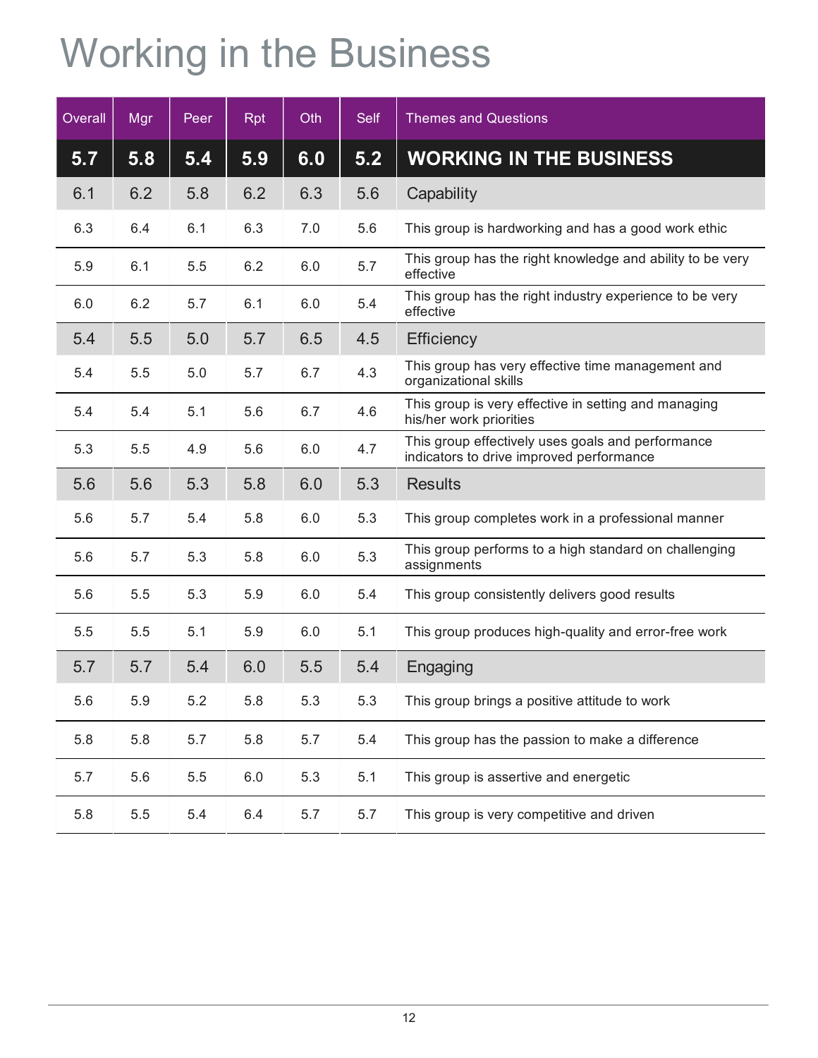# Working in the Business

| Overall | Mgr | Peer | Rpt | Oth | Self | Themes and Questions |
|---|---|---|---|---|---|---|
| **5.7** | **5.8** | **5.4** | **5.9** | **6.0** | **5.2** | **WORKING IN THE BUSINESS** |
| 6.1 | 6.2 | 5.8 | 6.2 | 6.3 | 5.6 | Capability |
| 6.3 | 6.4 | 6.1 | 6.3 | 7.0 | 5.6 | This group is hardworking and has a good work ethic |
| 5.9 | 6.1 | 5.5 | 6.2 | 6.0 | 5.7 | This group has the right knowledge and ability to be very effective |
| 6.0 | 6.2 | 5.7 | 6.1 | 6.0 | 5.4 | This group has the right industry experience to be very effective |
| 5.4 | 5.5 | 5.0 | 5.7 | 6.5 | 4.5 | Efficiency |
| 5.4 | 5.5 | 5.0 | 5.7 | 6.7 | 4.3 | This group has very effective time management and organizational skills |
| 5.4 | 5.4 | 5.1 | 5.6 | 6.7 | 4.6 | This group is very effective in setting and managing his/her work priorities |
| 5.3 | 5.5 | 4.9 | 5.6 | 6.0 | 4.7 | This group effectively uses goals and performance indicators to drive improved performance |
| 5.6 | 5.6 | 5.3 | 5.8 | 6.0 | 5.3 | Results |
| 5.6 | 5.7 | 5.4 | 5.8 | 6.0 | 5.3 | This group completes work in a professional manner |
| 5.6 | 5.7 | 5.3 | 5.8 | 6.0 | 5.3 | This group performs to a high standard on challenging assignments |
| 5.6 | 5.5 | 5.3 | 5.9 | 6.0 | 5.4 | This group consistently delivers good results |
| 5.5 | 5.5 | 5.1 | 5.9 | 6.0 | 5.1 | This group produces high-quality and error-free work |
| 5.7 | 5.7 | 5.4 | 6.0 | 5.5 | 5.4 | Engaging |
| 5.6 | 5.9 | 5.2 | 5.8 | 5.3 | 5.3 | This group brings a positive attitude to work |
| 5.8 | 5.8 | 5.7 | 5.8 | 5.7 | 5.4 | This group has the passion to make a difference |
| 5.7 | 5.6 | 5.5 | 6.0 | 5.3 | 5.1 | This group is assertive and energetic |
| 5.8 | 5.5 | 5.4 | 6.4 | 5.7 | 5.7 | This group is very competitive and driven |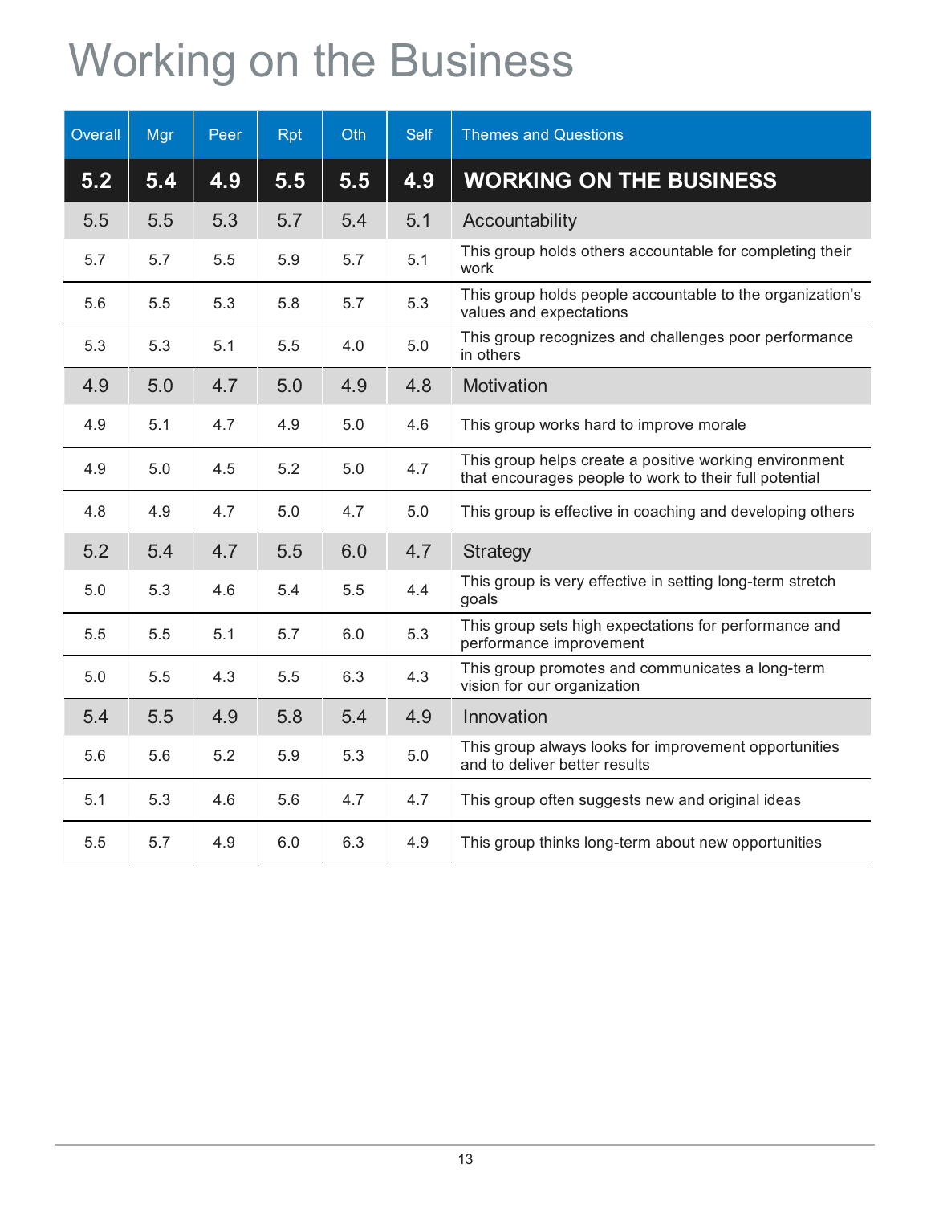# Working on the Business

| Overall | Mgr | Peer | Rpt | Oth | Self | Themes and Questions |
|---|---|---|---|---|---|---|
| **5.2** | **5.4** | **4.9** | **5.5** | **5.5** | **4.9** | **WORKING ON THE BUSINESS** |
| 5.5 | 5.5 | 5.3 | 5.7 | 5.4 | 5.1 | Accountability |
| 5.7 | 5.7 | 5.5 | 5.9 | 5.7 | 5.1 | This group holds others accountable for completing their work |
| 5.6 | 5.5 | 5.3 | 5.8 | 5.7 | 5.3 | This group holds people accountable to the organization's values and expectations |
| 5.3 | 5.3 | 5.1 | 5.5 | 4.0 | 5.0 | This group recognizes and challenges poor performance in others |
| 4.9 | 5.0 | 4.7 | 5.0 | 4.9 | 4.8 | Motivation |
| 4.9 | 5.1 | 4.7 | 4.9 | 5.0 | 4.6 | This group works hard to improve morale |
| 4.9 | 5.0 | 4.5 | 5.2 | 5.0 | 4.7 | This group helps create a positive working environment that encourages people to work to their full potential |
| 4.8 | 4.9 | 4.7 | 5.0 | 4.7 | 5.0 | This group is effective in coaching and developing others |
| 5.2 | 5.4 | 4.7 | 5.5 | 6.0 | 4.7 | Strategy |
| 5.0 | 5.3 | 4.6 | 5.4 | 5.5 | 4.4 | This group is very effective in setting long-term stretch goals |
| 5.5 | 5.5 | 5.1 | 5.7 | 6.0 | 5.3 | This group sets high expectations for performance and performance improvement |
| 5.0 | 5.5 | 4.3 | 5.5 | 6.3 | 4.3 | This group promotes and communicates a long-term vision for our organization |
| 5.4 | 5.5 | 4.9 | 5.8 | 5.4 | 4.9 | Innovation |
| 5.6 | 5.6 | 5.2 | 5.9 | 5.3 | 5.0 | This group always looks for improvement opportunities and to deliver better results |
| 5.1 | 5.3 | 4.6 | 5.6 | 4.7 | 4.7 | This group often suggests new and original ideas |
| 5.5 | 5.7 | 4.9 | 6.0 | 6.3 | 4.9 | This group thinks long-term about new opportunities |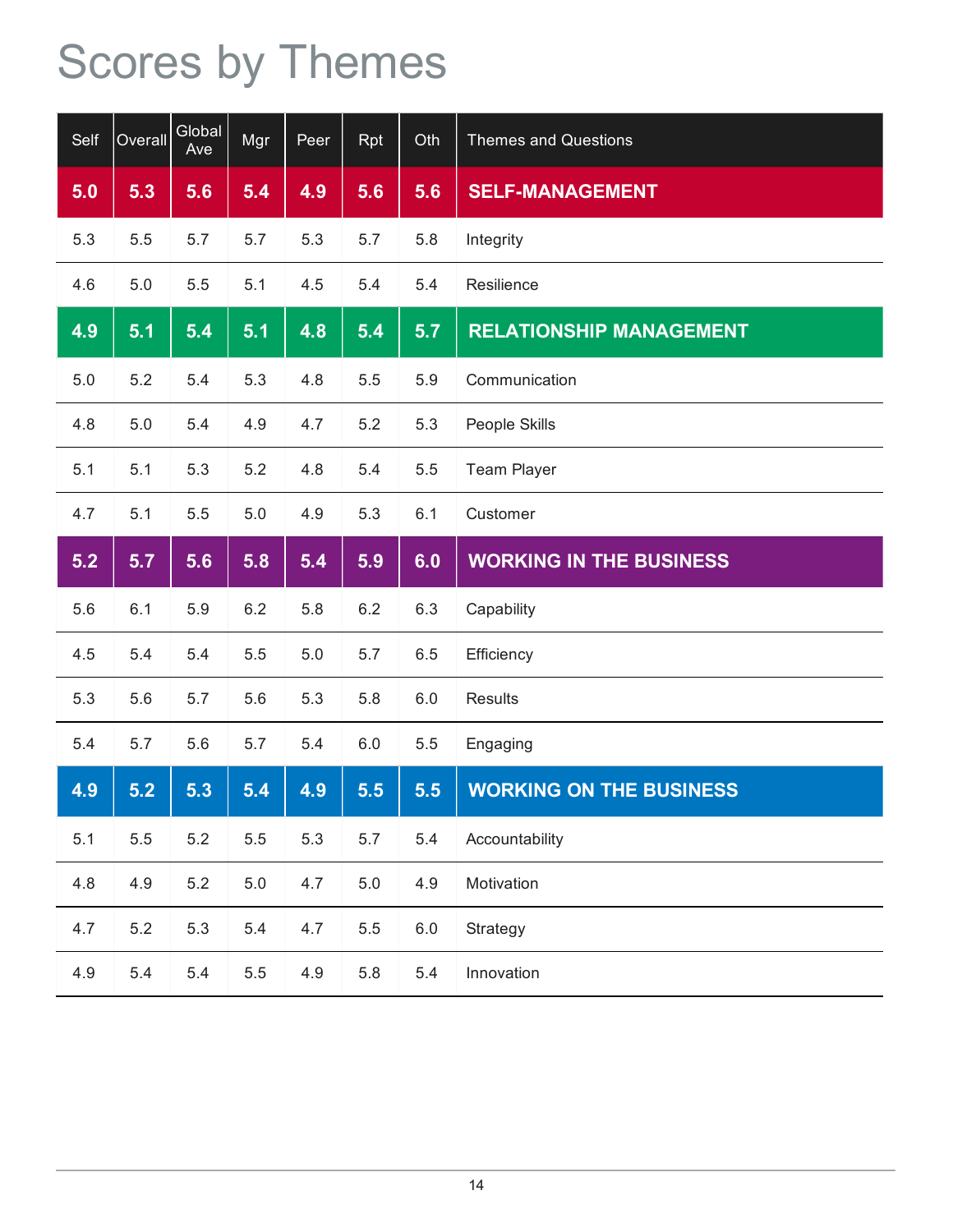# Scores by Themes

| Self | Overall | Global Ave | Mgr | Peer | Rpt | Oth | Themes and Questions |
|---|---|---|---|---|---|---|---|
| **5.0** | **5.3** | **5.6** | **5.4** | **4.9** | **5.6** | **5.6** | **SELF-MANAGEMENT** |
| 5.3 | 5.5 | 5.7 | 5.7 | 5.3 | 5.7 | 5.8 | Integrity |
| 4.6 | 5.0 | 5.5 | 5.1 | 4.5 | 5.4 | 5.4 | Resilience |
| **4.9** | **5.1** | **5.4** | **5.1** | **4.8** | **5.4** | **5.7** | **RELATIONSHIP MANAGEMENT** |
| 5.0 | 5.2 | 5.4 | 5.3 | 4.8 | 5.5 | 5.9 | Communication |
| 4.8 | 5.0 | 5.4 | 4.9 | 4.7 | 5.2 | 5.3 | People Skills |
| 5.1 | 5.1 | 5.3 | 5.2 | 4.8 | 5.4 | 5.5 | Team Player |
| 4.7 | 5.1 | 5.5 | 5.0 | 4.9 | 5.3 | 6.1 | Customer |
| **5.2** | **5.7** | **5.6** | **5.8** | **5.4** | **5.9** | **6.0** | **WORKING IN THE BUSINESS** |
| 5.6 | 6.1 | 5.9 | 6.2 | 5.8 | 6.2 | 6.3 | Capability |
| 4.5 | 5.4 | 5.4 | 5.5 | 5.0 | 5.7 | 6.5 | Efficiency |
| 5.3 | 5.6 | 5.7 | 5.6 | 5.3 | 5.8 | 6.0 | Results |
| 5.4 | 5.7 | 5.6 | 5.7 | 5.4 | 6.0 | 5.5 | Engaging |
| **4.9** | **5.2** | **5.3** | **5.4** | **4.9** | **5.5** | **5.5** | **WORKING ON THE BUSINESS** |
| 5.1 | 5.5 | 5.2 | 5.5 | 5.3 | 5.7 | 5.4 | Accountability |
| 4.8 | 4.9 | 5.2 | 5.0 | 4.7 | 5.0 | 4.9 | Motivation |
| 4.7 | 5.2 | 5.3 | 5.4 | 4.7 | 5.5 | 6.0 | Strategy |
| 4.9 | 5.4 | 5.4 | 5.5 | 4.9 | 5.8 | 5.4 | Innovation |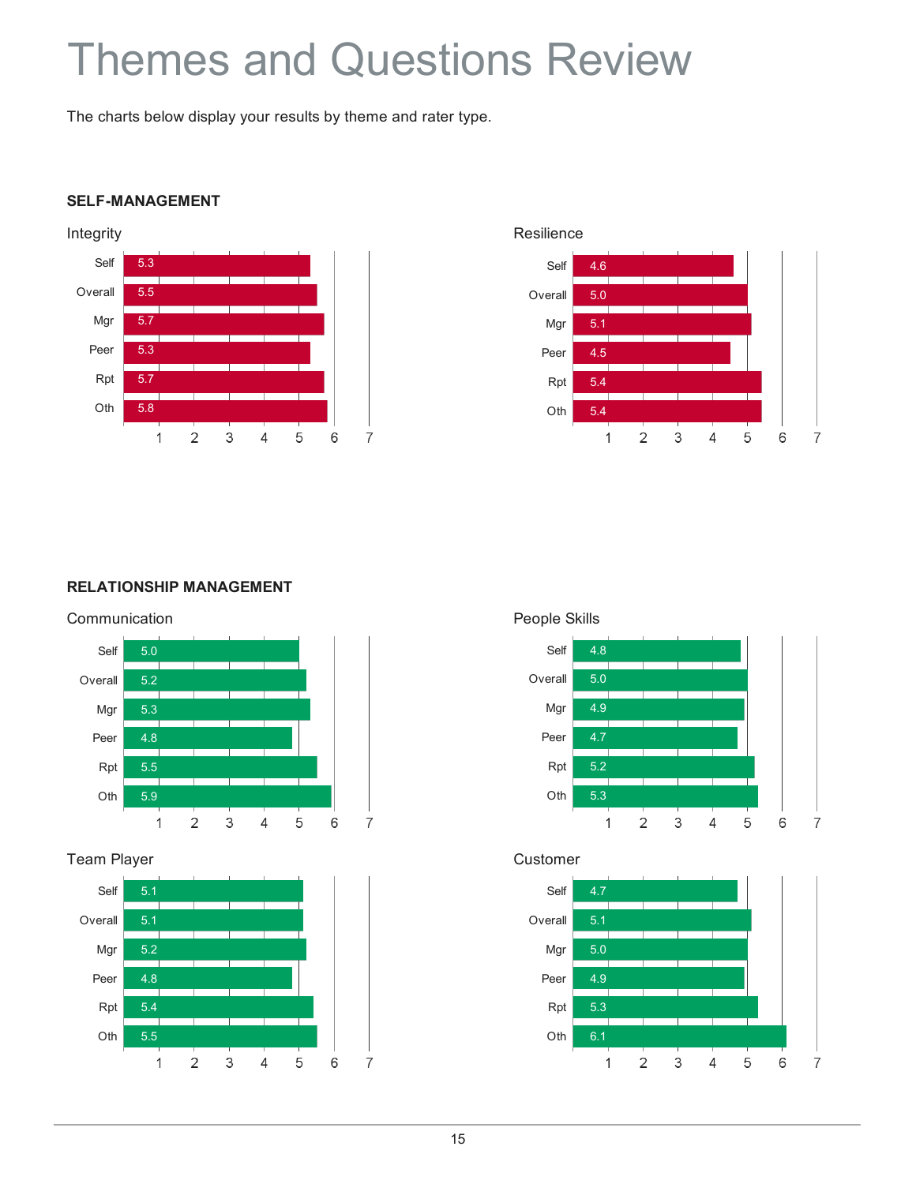# Themes and Questions Review

The charts below display your results by theme and rater type.

## SELF-MANAGEMENT

### Integrity

| Rater | Score |
|---|---|
| Self | 5.3 |
| Overall | 5.5 |
| Mgr | 5.7 |
| Peer | 5.3 |
| Rpt | 5.7 |
| Oth | 5.8 |

### Resilience

| Rater | Score |
|---|---|
| Self | 4.6 |
| Overall | 5.0 |
| Mgr | 5.1 |
| Peer | 4.5 |
| Rpt | 5.4 |
| Oth | 5.4 |

## RELATIONSHIP MANAGEMENT

### Communication

| Rater | Score |
|---|---|
| Self | 5.0 |
| Overall | 5.2 |
| Mgr | 5.3 |
| Peer | 4.8 |
| Rpt | 5.5 |
| Oth | 5.9 |

### People Skills

| Rater | Score |
|---|---|
| Self | 4.8 |
| Overall | 5.0 |
| Mgr | 4.9 |
| Peer | 4.7 |
| Rpt | 5.2 |
| Oth | 5.3 |

### Team Player

| Rater | Score |
|---|---|
| Self | 5.1 |
| Overall | 5.1 |
| Mgr | 5.2 |
| Peer | 4.8 |
| Rpt | 5.4 |
| Oth | 5.5 |

### Customer

| Rater | Score |
|---|---|
| Self | 4.7 |
| Overall | 5.1 |
| Mgr | 5.0 |
| Peer | 4.9 |
| Rpt | 5.3 |
| Oth | 6.1 |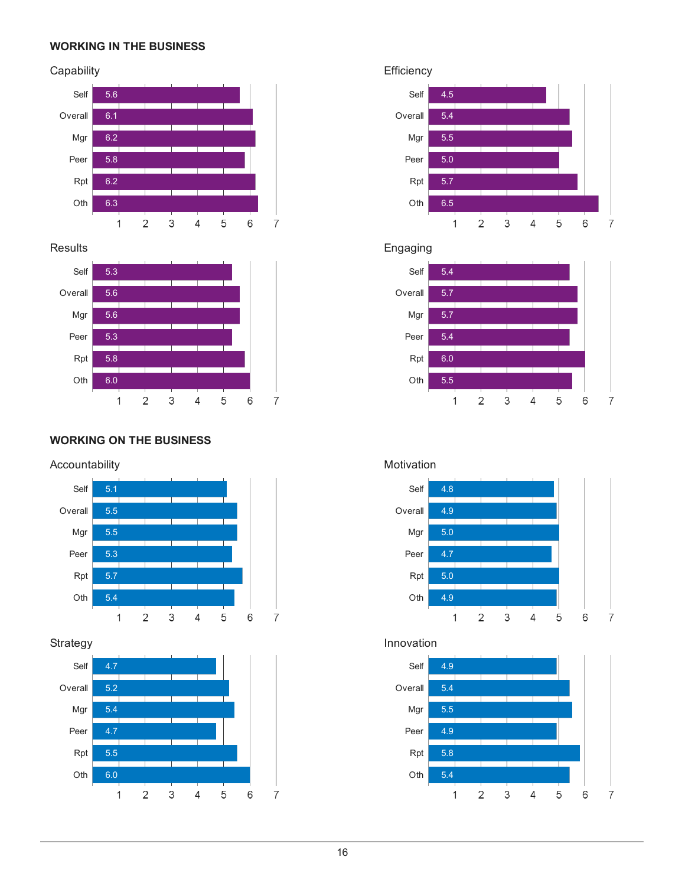## WORKING IN THE BUSINESS

### Capability

| | Score |
|---|---|
| Self | 5.6 |
| Overall | 6.1 |
| Mgr | 6.2 |
| Peer | 5.8 |
| Rpt | 6.2 |
| Oth | 6.3 |

### Efficiency

| | Score |
|---|---|
| Self | 4.5 |
| Overall | 5.4 |
| Mgr | 5.5 |
| Peer | 5.0 |
| Rpt | 5.7 |
| Oth | 6.5 |

### Results

| | Score |
|---|---|
| Self | 5.3 |
| Overall | 5.6 |
| Mgr | 5.6 |
| Peer | 5.3 |
| Rpt | 5.8 |
| Oth | 6.0 |

### Engaging

| | Score |
|---|---|
| Self | 5.4 |
| Overall | 5.7 |
| Mgr | 5.7 |
| Peer | 5.4 |
| Rpt | 6.0 |
| Oth | 5.5 |

## WORKING ON THE BUSINESS

### Accountability

| | Score |
|---|---|
| Self | 5.1 |
| Overall | 5.5 |
| Mgr | 5.5 |
| Peer | 5.3 |
| Rpt | 5.7 |
| Oth | 5.4 |

### Motivation

| | Score |
|---|---|
| Self | 4.8 |
| Overall | 4.9 |
| Mgr | 5.0 |
| Peer | 4.7 |
| Rpt | 5.0 |
| Oth | 4.9 |

### Strategy

| | Score |
|---|---|
| Self | 4.7 |
| Overall | 5.2 |
| Mgr | 5.4 |
| Peer | 4.7 |
| Rpt | 5.5 |
| Oth | 6.0 |

### Innovation

| | Score |
|---|---|
| Self | 4.9 |
| Overall | 5.4 |
| Mgr | 5.5 |
| Peer | 4.9 |
| Rpt | 5.8 |
| Oth | 5.4 |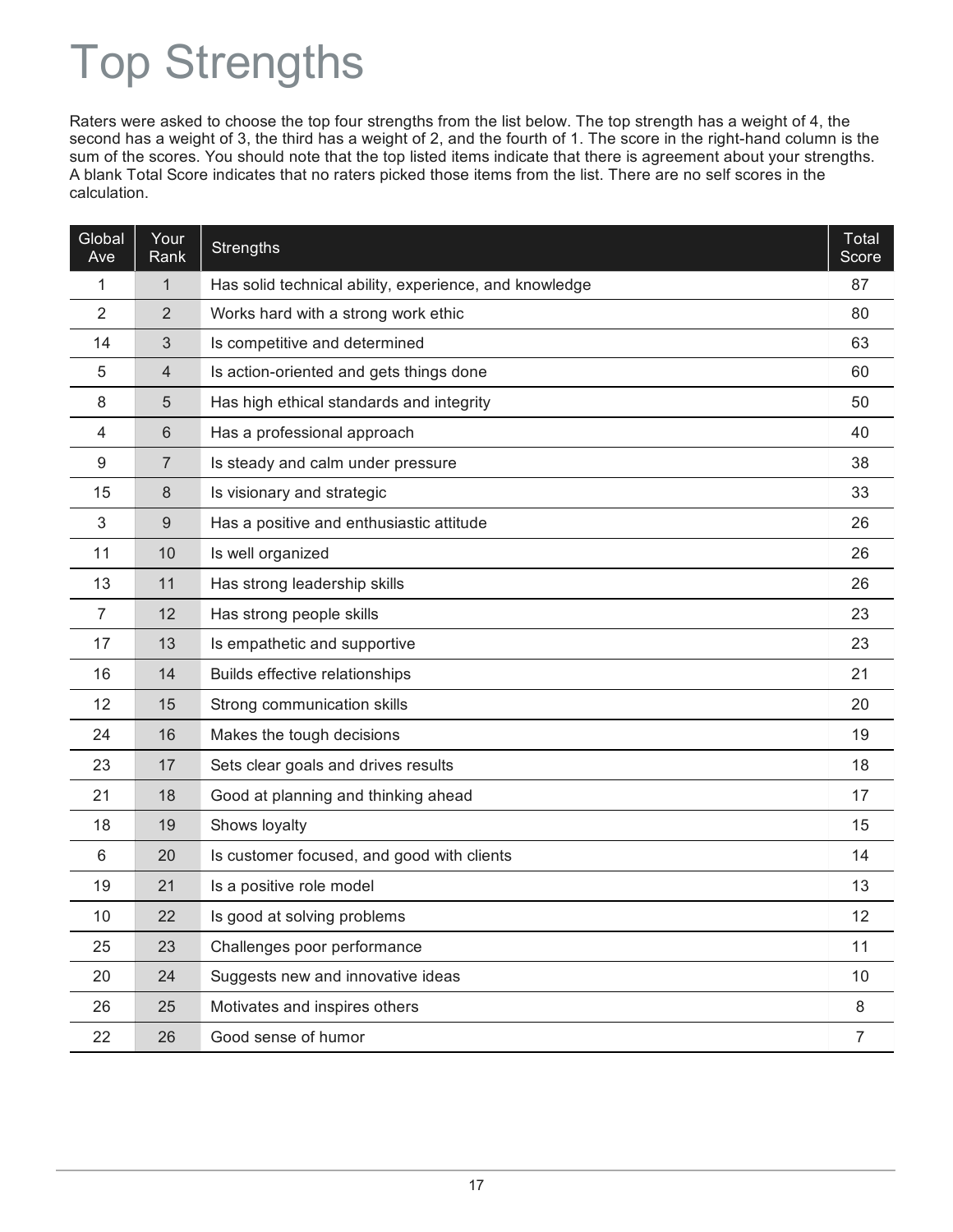# Top Strengths

Raters were asked to choose the top four strengths from the list below. The top strength has a weight of 4, the second has a weight of 3, the third has a weight of 2, and the fourth of 1. The score in the right-hand column is the sum of the scores. You should note that the top listed items indicate that there is agreement about your strengths. A blank Total Score indicates that no raters picked those items from the list. There are no self scores in the calculation.

| Global Ave | Your Rank | Strengths | Total Score |
|---|---|---|---|
| 1 | 1 | Has solid technical ability, experience, and knowledge | 87 |
| 2 | 2 | Works hard with a strong work ethic | 80 |
| 14 | 3 | Is competitive and determined | 63 |
| 5 | 4 | Is action-oriented and gets things done | 60 |
| 8 | 5 | Has high ethical standards and integrity | 50 |
| 4 | 6 | Has a professional approach | 40 |
| 9 | 7 | Is steady and calm under pressure | 38 |
| 15 | 8 | Is visionary and strategic | 33 |
| 3 | 9 | Has a positive and enthusiastic attitude | 26 |
| 11 | 10 | Is well organized | 26 |
| 13 | 11 | Has strong leadership skills | 26 |
| 7 | 12 | Has strong people skills | 23 |
| 17 | 13 | Is empathetic and supportive | 23 |
| 16 | 14 | Builds effective relationships | 21 |
| 12 | 15 | Strong communication skills | 20 |
| 24 | 16 | Makes the tough decisions | 19 |
| 23 | 17 | Sets clear goals and drives results | 18 |
| 21 | 18 | Good at planning and thinking ahead | 17 |
| 18 | 19 | Shows loyalty | 15 |
| 6 | 20 | Is customer focused, and good with clients | 14 |
| 19 | 21 | Is a positive role model | 13 |
| 10 | 22 | Is good at solving problems | 12 |
| 25 | 23 | Challenges poor performance | 11 |
| 20 | 24 | Suggests new and innovative ideas | 10 |
| 26 | 25 | Motivates and inspires others | 8 |
| 22 | 26 | Good sense of humor | 7 |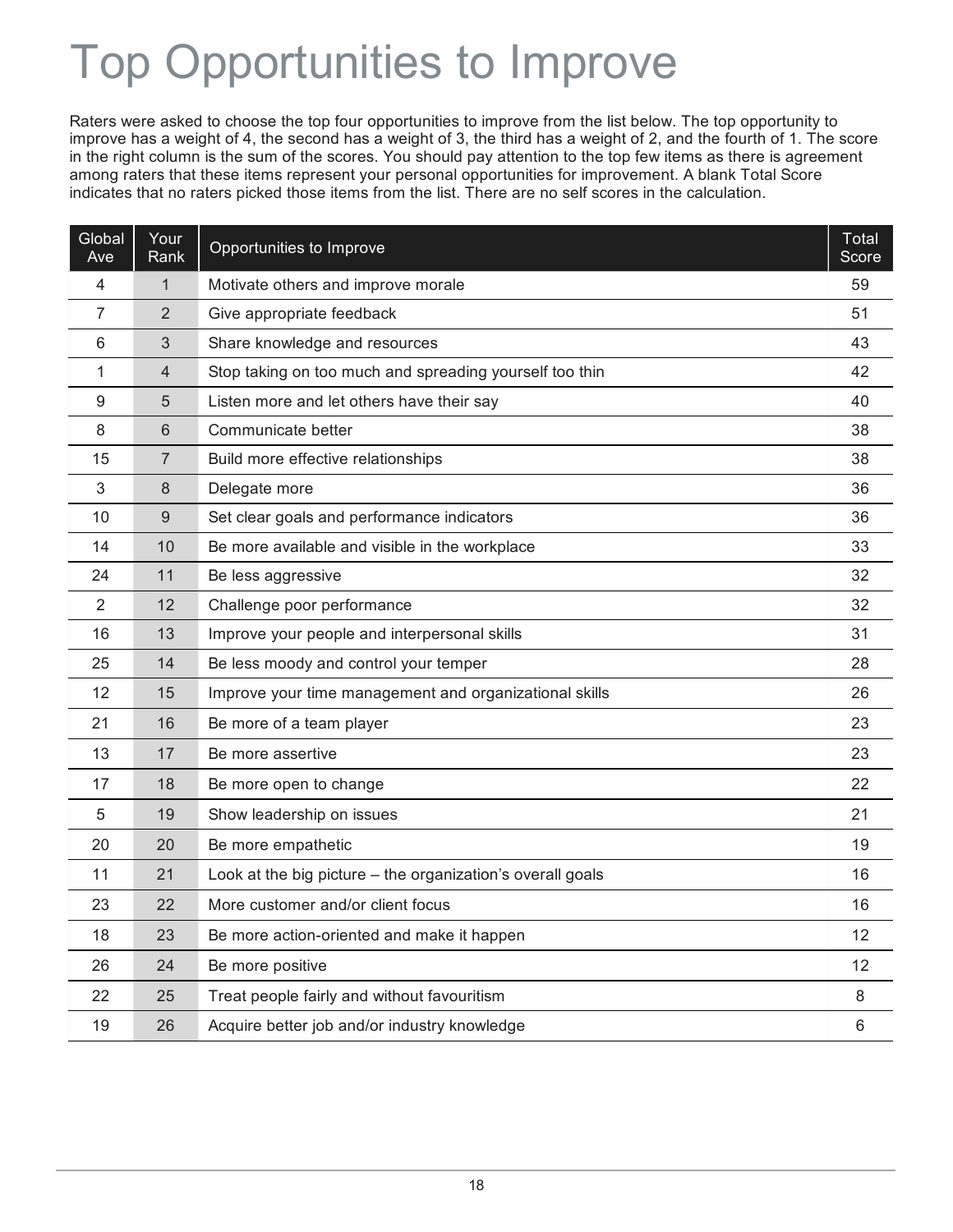# Top Opportunities to Improve

Raters were asked to choose the top four opportunities to improve from the list below. The top opportunity to improve has a weight of 4, the second has a weight of 3, the third has a weight of 2, and the fourth of 1. The score in the right column is the sum of the scores. You should pay attention to the top few items as there is agreement among raters that these items represent your personal opportunities for improvement. A blank Total Score indicates that no raters picked those items from the list. There are no self scores in the calculation.

| Global Ave | Your Rank | Opportunities to Improve | Total Score |
|---|---|---|---|
| 4 | 1 | Motivate others and improve morale | 59 |
| 7 | 2 | Give appropriate feedback | 51 |
| 6 | 3 | Share knowledge and resources | 43 |
| 1 | 4 | Stop taking on too much and spreading yourself too thin | 42 |
| 9 | 5 | Listen more and let others have their say | 40 |
| 8 | 6 | Communicate better | 38 |
| 15 | 7 | Build more effective relationships | 38 |
| 3 | 8 | Delegate more | 36 |
| 10 | 9 | Set clear goals and performance indicators | 36 |
| 14 | 10 | Be more available and visible in the workplace | 33 |
| 24 | 11 | Be less aggressive | 32 |
| 2 | 12 | Challenge poor performance | 32 |
| 16 | 13 | Improve your people and interpersonal skills | 31 |
| 25 | 14 | Be less moody and control your temper | 28 |
| 12 | 15 | Improve your time management and organizational skills | 26 |
| 21 | 16 | Be more of a team player | 23 |
| 13 | 17 | Be more assertive | 23 |
| 17 | 18 | Be more open to change | 22 |
| 5 | 19 | Show leadership on issues | 21 |
| 20 | 20 | Be more empathetic | 19 |
| 11 | 21 | Look at the big picture – the organization's overall goals | 16 |
| 23 | 22 | More customer and/or client focus | 16 |
| 18 | 23 | Be more action-oriented and make it happen | 12 |
| 26 | 24 | Be more positive | 12 |
| 22 | 25 | Treat people fairly and without favouritism | 8 |
| 19 | 26 | Acquire better job and/or industry knowledge | 6 |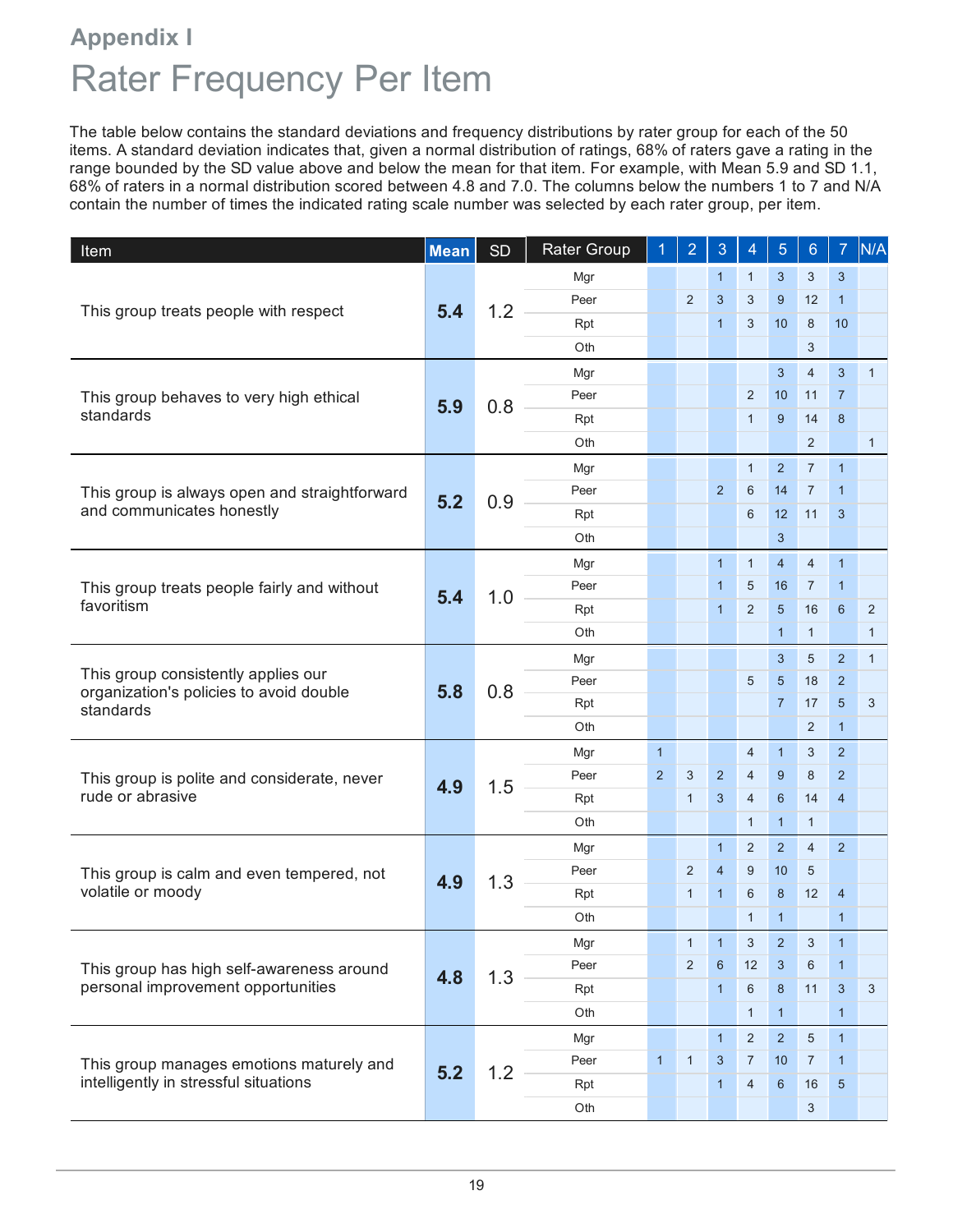## Appendix I

# Rater Frequency Per Item

The table below contains the standard deviations and frequency distributions by rater group for each of the 50 items. A standard deviation indicates that, given a normal distribution of ratings, 68% of raters gave a rating in the range bounded by the SD value above and below the mean for that item. For example, with Mean 5.9 and SD 1.1, 68% of raters in a normal distribution scored between 4.8 and 7.0. The columns below the numbers 1 to 7 and N/A contain the number of times the indicated rating scale number was selected by each rater group, per item.

| Item | Mean | SD | Rater Group | 1 | 2 | 3 | 4 | 5 | 6 | 7 | N/A |
|---|---|---|---|---|---|---|---|---|---|---|---|
| This group treats people with respect | 5.4 | 1.2 | Mgr | | | 1 | 1 | 3 | 3 | 3 | |
| | | | Peer | | 2 | 3 | 3 | 9 | 12 | 1 | |
| | | | Rpt | | | 1 | 3 | 10 | 8 | 10 | |
| | | | Oth | | | | | | 3 | | |
| This group behaves to very high ethical standards | 5.9 | 0.8 | Mgr | | | | | 3 | 4 | 3 | 1 |
| | | | Peer | | | | 2 | 10 | 11 | 7 | |
| | | | Rpt | | | | 1 | 9 | 14 | 8 | |
| | | | Oth | | | | | | 2 | | 1 |
| This group is always open and straightforward and communicates honestly | 5.2 | 0.9 | Mgr | | | | 1 | 2 | 7 | 1 | |
| | | | Peer | | | 2 | 6 | 14 | 7 | 1 | |
| | | | Rpt | | | | 6 | 12 | 11 | 3 | |
| | | | Oth | | | | | 3 | | | |
| This group treats people fairly and without favoritism | 5.4 | 1.0 | Mgr | | | 1 | 1 | 4 | 4 | 1 | |
| | | | Peer | | | 1 | 5 | 16 | 7 | 1 | |
| | | | Rpt | | | 1 | 2 | 5 | 16 | 6 | 2 |
| | | | Oth | | | | | 1 | 1 | | 1 |
| This group consistently applies our organization's policies to avoid double standards | 5.8 | 0.8 | Mgr | | | | | 3 | 5 | 2 | 1 |
| | | | Peer | | | | 5 | 5 | 18 | 2 | |
| | | | Rpt | | | | | 7 | 17 | 5 | 3 |
| | | | Oth | | | | | | 2 | 1 | |
| This group is polite and considerate, never rude or abrasive | 4.9 | 1.5 | Mgr | 1 | | | 4 | 1 | 3 | 2 | |
| | | | Peer | 2 | 3 | 2 | 4 | 9 | 8 | 2 | |
| | | | Rpt | | 1 | 3 | 4 | 6 | 14 | 4 | |
| | | | Oth | | | | 1 | 1 | 1 | | |
| This group is calm and even tempered, not volatile or moody | 4.9 | 1.3 | Mgr | | | 1 | 2 | 2 | 4 | 2 | |
| | | | Peer | | 2 | 4 | 9 | 10 | 5 | | |
| | | | Rpt | | 1 | 1 | 6 | 8 | 12 | 4 | |
| | | | Oth | | | | 1 | 1 | | 1 | |
| This group has high self-awareness around personal improvement opportunities | 4.8 | 1.3 | Mgr | | 1 | 1 | 3 | 2 | 3 | 1 | |
| | | | Peer | | 2 | 6 | 12 | 3 | 6 | 1 | |
| | | | Rpt | | | 1 | 6 | 8 | 11 | 3 | 3 |
| | | | Oth | | | | 1 | 1 | | 1 | |
| This group manages emotions maturely and intelligently in stressful situations | 5.2 | 1.2 | Mgr | | | 1 | 2 | 2 | 5 | 1 | |
| | | | Peer | 1 | 1 | 3 | 7 | 10 | 7 | 1 | |
| | | | Rpt | | | 1 | 4 | 6 | 16 | 5 | |
| | | | Oth | | | | | | 3 | | |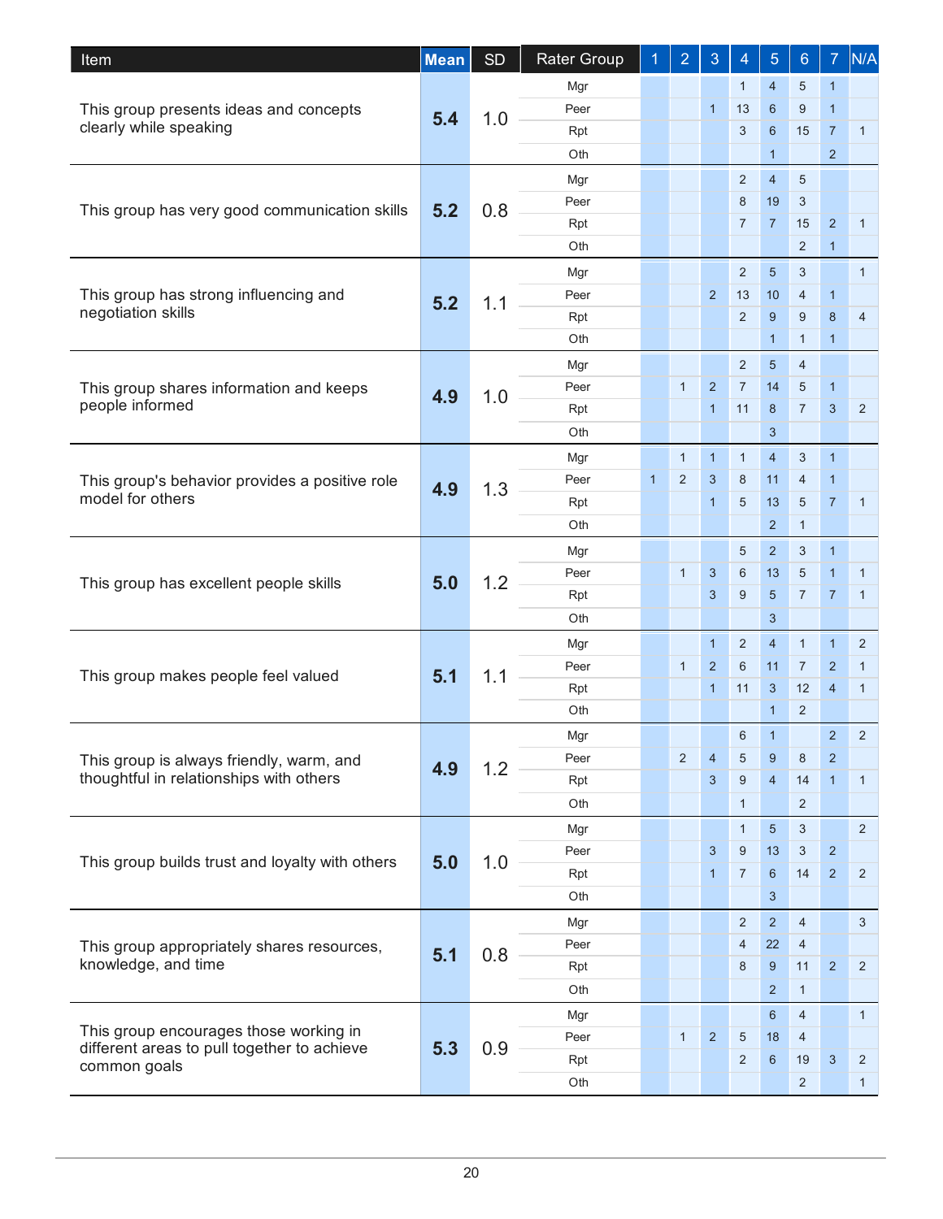| Item | Mean | SD | Rater Group | 1 | 2 | 3 | 4 | 5 | 6 | 7 | N/A |
|---|---|---|---|---|---|---|---|---|---|---|---|
| This group presents ideas and concepts clearly while speaking | 5.4 | 1.0 | Mgr | | | | 1 | 4 | 5 | 1 | |
| | | | Peer | | | 1 | 13 | 6 | 9 | 1 | |
| | | | Rpt | | | | 3 | 6 | 15 | 7 | 1 |
| | | | Oth | | | | | 1 | | 2 | |
| This group has very good communication skills | 5.2 | 0.8 | Mgr | | | | 2 | 4 | 5 | | |
| | | | Peer | | | | 8 | 19 | 3 | | |
| | | | Rpt | | | | 7 | 7 | 15 | 2 | 1 |
| | | | Oth | | | | | | 2 | 1 | |
| This group has strong influencing and negotiation skills | 5.2 | 1.1 | Mgr | | | | 2 | 5 | 3 | | 1 |
| | | | Peer | | | 2 | 13 | 10 | 4 | 1 | |
| | | | Rpt | | | | 2 | 9 | 9 | 8 | 4 |
| | | | Oth | | | | | 1 | 1 | 1 | |
| This group shares information and keeps people informed | 4.9 | 1.0 | Mgr | | | | 2 | 5 | 4 | | |
| | | | Peer | | 1 | 2 | 7 | 14 | 5 | 1 | |
| | | | Rpt | | | 1 | 11 | 8 | 7 | 3 | 2 |
| | | | Oth | | | | | 3 | | | |
| This group's behavior provides a positive role model for others | 4.9 | 1.3 | Mgr | | 1 | 1 | 1 | 4 | 3 | 1 | |
| | | | Peer | 1 | 2 | 3 | 8 | 11 | 4 | 1 | |
| | | | Rpt | | | 1 | 5 | 13 | 5 | 7 | 1 |
| | | | Oth | | | | | 2 | 1 | | |
| This group has excellent people skills | 5.0 | 1.2 | Mgr | | | | 5 | 2 | 3 | 1 | |
| | | | Peer | | 1 | 3 | 6 | 13 | 5 | 1 | 1 |
| | | | Rpt | | | 3 | 9 | 5 | 7 | 7 | 1 |
| | | | Oth | | | | | 3 | | | |
| This group makes people feel valued | 5.1 | 1.1 | Mgr | | | 1 | 2 | 4 | 1 | 1 | 2 |
| | | | Peer | | 1 | 2 | 6 | 11 | 7 | 2 | 1 |
| | | | Rpt | | | 1 | 11 | 3 | 12 | 4 | 1 |
| | | | Oth | | | | | 1 | 2 | | |
| This group is always friendly, warm, and thoughtful in relationships with others | 4.9 | 1.2 | Mgr | | | | 6 | 1 | | 2 | 2 |
| | | | Peer | | 2 | 4 | 5 | 9 | 8 | 2 | |
| | | | Rpt | | | 3 | 9 | 4 | 14 | 1 | 1 |
| | | | Oth | | | | 1 | | 2 | | |
| This group builds trust and loyalty with others | 5.0 | 1.0 | Mgr | | | | 1 | 5 | 3 | | 2 |
| | | | Peer | | | 3 | 9 | 13 | 3 | 2 | |
| | | | Rpt | | | 1 | 7 | 6 | 14 | 2 | 2 |
| | | | Oth | | | | | 3 | | | |
| This group appropriately shares resources, knowledge, and time | 5.1 | 0.8 | Mgr | | | | 2 | 2 | 4 | | 3 |
| | | | Peer | | | | 4 | 22 | 4 | | |
| | | | Rpt | | | | 8 | 9 | 11 | 2 | 2 |
| | | | Oth | | | | | 2 | 1 | | |
| This group encourages those working in different areas to pull together to achieve common goals | 5.3 | 0.9 | Mgr | | | | | 6 | 4 | | 1 |
| | | | Peer | | 1 | 2 | 5 | 18 | 4 | | |
| | | | Rpt | | | | 2 | 6 | 19 | 3 | 2 |
| | | | Oth | | | | | | 2 | | 1 |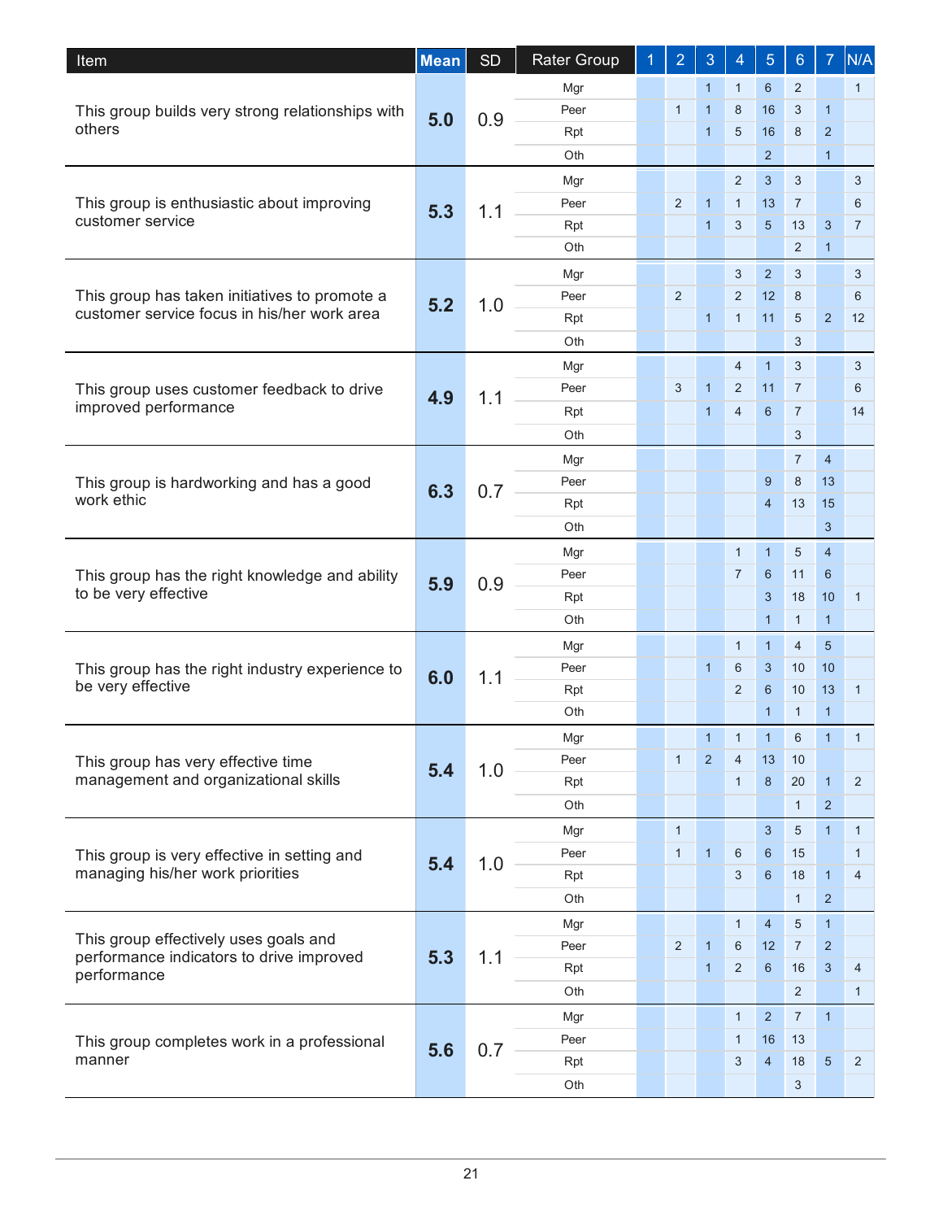| Item | Mean | SD | Rater Group | 1 | 2 | 3 | 4 | 5 | 6 | 7 | N/A |
|---|---|---|---|---|---|---|---|---|---|---|---|
| This group builds very strong relationships with others | **5.0** | 0.9 | Mgr | | | 1 | 1 | 6 | 2 | | 1 |
| | | | Peer | | 1 | 1 | 8 | 16 | 3 | 1 | |
| | | | Rpt | | | 1 | 5 | 16 | 8 | 2 | |
| | | | Oth | | | | | 2 | | 1 | |
| This group is enthusiastic about improving customer service | **5.3** | 1.1 | Mgr | | | | 2 | 3 | 3 | | 3 |
| | | | Peer | | 2 | 1 | 1 | 13 | 7 | | 6 |
| | | | Rpt | | | 1 | 3 | 5 | 13 | 3 | 7 |
| | | | Oth | | | | | | 2 | 1 | |
| This group has taken initiatives to promote a customer service focus in his/her work area | **5.2** | 1.0 | Mgr | | | | 3 | 2 | 3 | | 3 |
| | | | Peer | | 2 | | 2 | 12 | 8 | | 6 |
| | | | Rpt | | | 1 | 1 | 11 | 5 | 2 | 12 |
| | | | Oth | | | | | | 3 | | |
| This group uses customer feedback to drive improved performance | **4.9** | 1.1 | Mgr | | | | 4 | 1 | 3 | | 3 |
| | | | Peer | | 3 | 1 | 2 | 11 | 7 | | 6 |
| | | | Rpt | | | 1 | 4 | 6 | 7 | | 14 |
| | | | Oth | | | | | | 3 | | |
| This group is hardworking and has a good work ethic | **6.3** | 0.7 | Mgr | | | | | | 7 | 4 | |
| | | | Peer | | | | | 9 | 8 | 13 | |
| | | | Rpt | | | | | 4 | 13 | 15 | |
| | | | Oth | | | | | | | 3 | |
| This group has the right knowledge and ability to be very effective | **5.9** | 0.9 | Mgr | | | | 1 | 1 | 5 | 4 | |
| | | | Peer | | | | 7 | 6 | 11 | 6 | |
| | | | Rpt | | | | | 3 | 18 | 10 | 1 |
| | | | Oth | | | | | 1 | 1 | 1 | |
| This group has the right industry experience to be very effective | **6.0** | 1.1 | Mgr | | | | 1 | 1 | 4 | 5 | |
| | | | Peer | | | 1 | 6 | 3 | 10 | 10 | |
| | | | Rpt | | | | 2 | 6 | 10 | 13 | 1 |
| | | | Oth | | | | | 1 | 1 | 1 | |
| This group has very effective time management and organizational skills | **5.4** | 1.0 | Mgr | | | 1 | 1 | 1 | 6 | 1 | 1 |
| | | | Peer | | 1 | 2 | 4 | 13 | 10 | | |
| | | | Rpt | | | | 1 | 8 | 20 | 1 | 2 |
| | | | Oth | | | | | | 1 | 2 | |
| This group is very effective in setting and managing his/her work priorities | **5.4** | 1.0 | Mgr | | 1 | | | 3 | 5 | 1 | 1 |
| | | | Peer | | 1 | 1 | 6 | 6 | 15 | | 1 |
| | | | Rpt | | | | 3 | 6 | 18 | 1 | 4 |
| | | | Oth | | | | | | 1 | 2 | |
| This group effectively uses goals and performance indicators to drive improved performance | **5.3** | 1.1 | Mgr | | | | 1 | 4 | 5 | 1 | |
| | | | Peer | | 2 | 1 | 6 | 12 | 7 | 2 | |
| | | | Rpt | | | 1 | 2 | 6 | 16 | 3 | 4 |
| | | | Oth | | | | | | 2 | | 1 |
| This group completes work in a professional manner | **5.6** | 0.7 | Mgr | | | | 1 | 2 | 7 | 1 | |
| | | | Peer | | | | 1 | 16 | 13 | | |
| | | | Rpt | | | | 3 | 4 | 18 | 5 | 2 |
| | | | Oth | | | | | | 3 | | |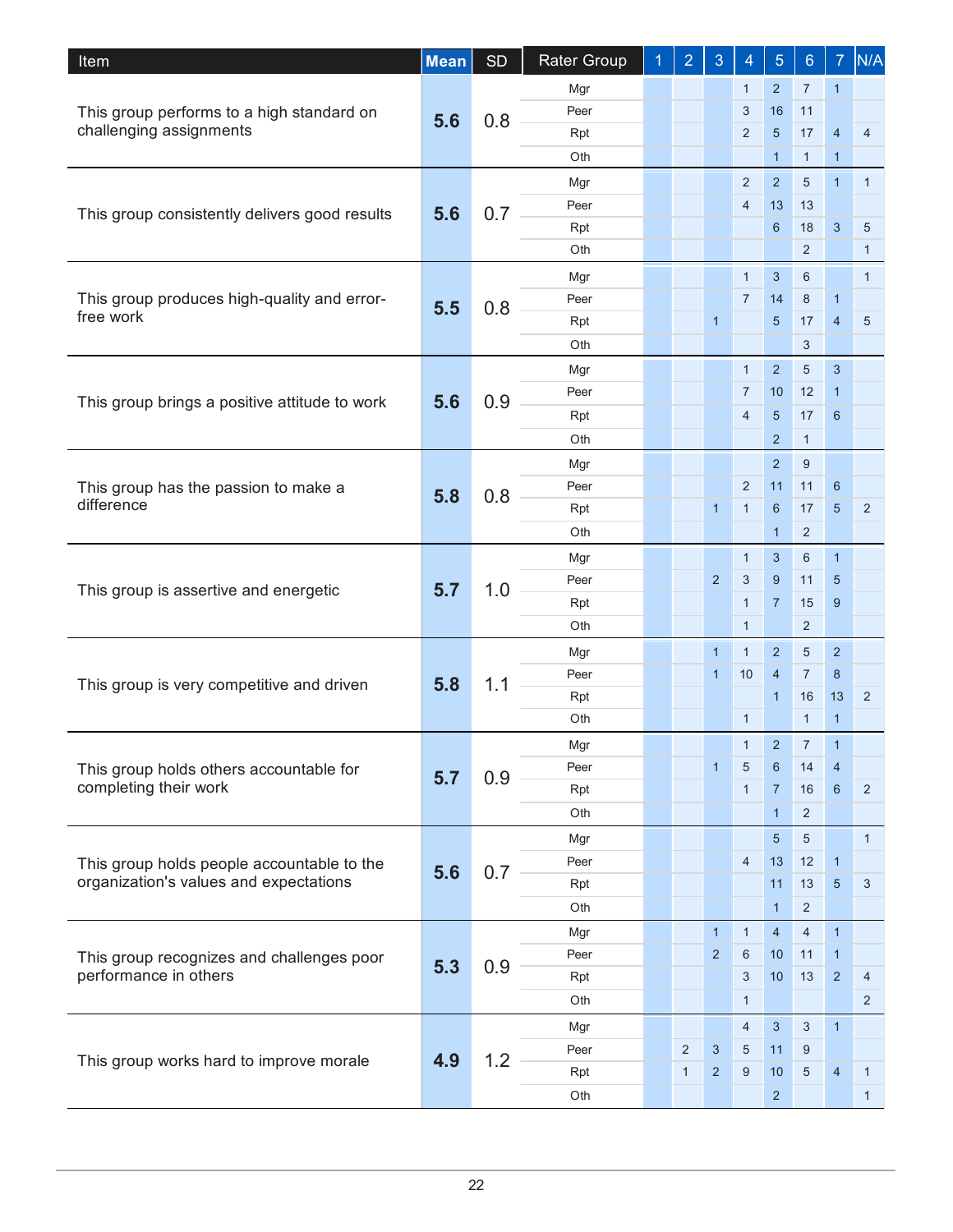| Item | Mean | SD | Rater Group | 1 | 2 | 3 | 4 | 5 | 6 | 7 | N/A |
|---|---|---|---|---|---|---|---|---|---|---|---|
| This group performs to a high standard on challenging assignments | 5.6 | 0.8 | Mgr | | | | 1 | 2 | 7 | 1 | |
| | | | Peer | | | | 3 | 16 | 11 | | |
| | | | Rpt | | | | 2 | 5 | 17 | 4 | 4 |
| | | | Oth | | | | | 1 | 1 | 1 | |
| This group consistently delivers good results | 5.6 | 0.7 | Mgr | | | | 2 | 2 | 5 | 1 | 1 |
| | | | Peer | | | | 4 | 13 | 13 | | |
| | | | Rpt | | | | | 6 | 18 | 3 | 5 |
| | | | Oth | | | | | | 2 | | 1 |
| This group produces high-quality and error-free work | 5.5 | 0.8 | Mgr | | | | 1 | 3 | 6 | | 1 |
| | | | Peer | | | | 7 | 14 | 8 | 1 | |
| | | | Rpt | | | 1 | | 5 | 17 | 4 | 5 |
| | | | Oth | | | | | | 3 | | |
| This group brings a positive attitude to work | 5.6 | 0.9 | Mgr | | | | 1 | 2 | 5 | 3 | |
| | | | Peer | | | | 7 | 10 | 12 | 1 | |
| | | | Rpt | | | | 4 | 5 | 17 | 6 | |
| | | | Oth | | | | | 2 | 1 | | |
| This group has the passion to make a difference | 5.8 | 0.8 | Mgr | | | | | 2 | 9 | | |
| | | | Peer | | | | 2 | 11 | 11 | 6 | |
| | | | Rpt | | | 1 | 1 | 6 | 17 | 5 | 2 |
| | | | Oth | | | | | 1 | 2 | | |
| This group is assertive and energetic | 5.7 | 1.0 | Mgr | | | | 1 | 3 | 6 | 1 | |
| | | | Peer | | | 2 | 3 | 9 | 11 | 5 | |
| | | | Rpt | | | | 1 | 7 | 15 | 9 | |
| | | | Oth | | | | 1 | | 2 | | |
| This group is very competitive and driven | 5.8 | 1.1 | Mgr | | | 1 | 1 | 2 | 5 | 2 | |
| | | | Peer | | | 1 | 10 | 4 | 7 | 8 | |
| | | | Rpt | | | | | 1 | 16 | 13 | 2 |
| | | | Oth | | | | 1 | | 1 | 1 | |
| This group holds others accountable for completing their work | 5.7 | 0.9 | Mgr | | | | 1 | 2 | 7 | 1 | |
| | | | Peer | | | 1 | 5 | 6 | 14 | 4 | |
| | | | Rpt | | | | 1 | 7 | 16 | 6 | 2 |
| | | | Oth | | | | | 1 | 2 | | |
| This group holds people accountable to the organization's values and expectations | 5.6 | 0.7 | Mgr | | | | | 5 | 5 | | 1 |
| | | | Peer | | | | 4 | 13 | 12 | 1 | |
| | | | Rpt | | | | | 11 | 13 | 5 | 3 |
| | | | Oth | | | | | 1 | 2 | | |
| This group recognizes and challenges poor performance in others | 5.3 | 0.9 | Mgr | | | 1 | 1 | 4 | 4 | 1 | |
| | | | Peer | | | 2 | 6 | 10 | 11 | 1 | |
| | | | Rpt | | | | 3 | 10 | 13 | 2 | 4 |
| | | | Oth | | | | 1 | | | | 2 |
| This group works hard to improve morale | 4.9 | 1.2 | Mgr | | | | 4 | 3 | 3 | 1 | |
| | | | Peer | | 2 | 3 | 5 | 11 | 9 | | |
| | | | Rpt | | 1 | 2 | 9 | 10 | 5 | 4 | 1 |
| | | | Oth | | | | | 2 | | | 1 |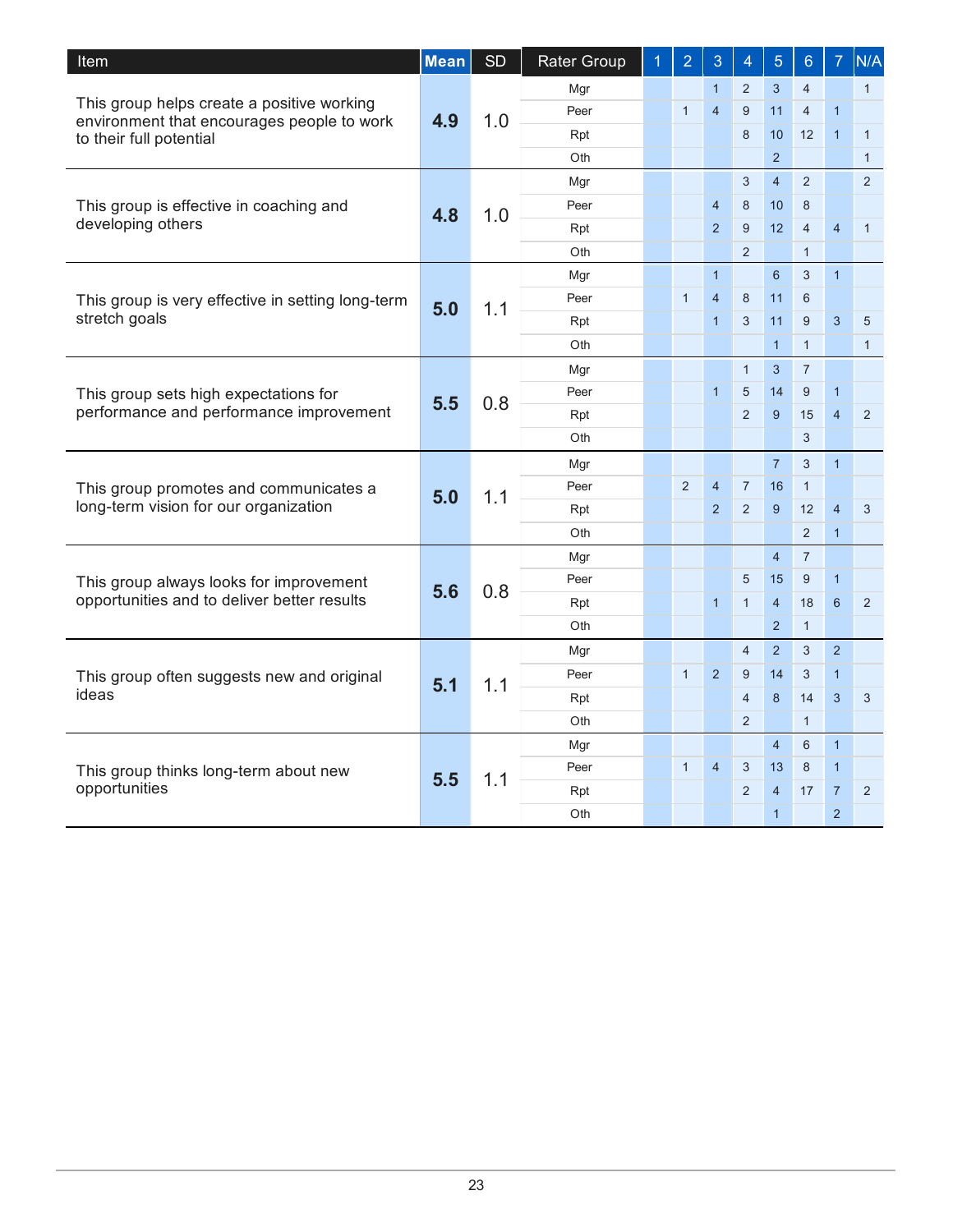| Item | Mean | SD | Rater Group | 1 | 2 | 3 | 4 | 5 | 6 | 7 | N/A |
|---|---|---|---|---|---|---|---|---|---|---|---|
| This group helps create a positive working environment that encourages people to work to their full potential | 4.9 | 1.0 | Mgr | | | 1 | 2 | 3 | 4 | | 1 |
| | | | Peer | | 1 | 4 | 9 | 11 | 4 | 1 | |
| | | | Rpt | | | | 8 | 10 | 12 | 1 | 1 |
| | | | Oth | | | | | 2 | | | 1 |
| This group is effective in coaching and developing others | 4.8 | 1.0 | Mgr | | | | 3 | 4 | 2 | | 2 |
| | | | Peer | | | 4 | 8 | 10 | 8 | | |
| | | | Rpt | | | 2 | 9 | 12 | 4 | 4 | 1 |
| | | | Oth | | | | 2 | | 1 | | |
| This group is very effective in setting long-term stretch goals | 5.0 | 1.1 | Mgr | | | 1 | | 6 | 3 | 1 | |
| | | | Peer | | 1 | 4 | 8 | 11 | 6 | | |
| | | | Rpt | | | 1 | 3 | 11 | 9 | 3 | 5 |
| | | | Oth | | | | | 1 | 1 | | 1 |
| This group sets high expectations for performance and performance improvement | 5.5 | 0.8 | Mgr | | | | 1 | 3 | 7 | | |
| | | | Peer | | | 1 | 5 | 14 | 9 | 1 | |
| | | | Rpt | | | | 2 | 9 | 15 | 4 | 2 |
| | | | Oth | | | | | | 3 | | |
| This group promotes and communicates a long-term vision for our organization | 5.0 | 1.1 | Mgr | | | | | 7 | 3 | 1 | |
| | | | Peer | | 2 | 4 | 7 | 16 | 1 | | |
| | | | Rpt | | | 2 | 2 | 9 | 12 | 4 | 3 |
| | | | Oth | | | | | | 2 | 1 | |
| This group always looks for improvement opportunities and to deliver better results | 5.6 | 0.8 | Mgr | | | | | 4 | 7 | | |
| | | | Peer | | | | 5 | 15 | 9 | 1 | |
| | | | Rpt | | | 1 | 1 | 4 | 18 | 6 | 2 |
| | | | Oth | | | | | 2 | 1 | | |
| This group often suggests new and original ideas | 5.1 | 1.1 | Mgr | | | | 4 | 2 | 3 | 2 | |
| | | | Peer | | 1 | 2 | 9 | 14 | 3 | 1 | |
| | | | Rpt | | | | 4 | 8 | 14 | 3 | 3 |
| | | | Oth | | | | 2 | | 1 | | |
| This group thinks long-term about new opportunities | 5.5 | 1.1 | Mgr | | | | | 4 | 6 | 1 | |
| | | | Peer | | 1 | 4 | 3 | 13 | 8 | 1 | |
| | | | Rpt | | | | 2 | 4 | 17 | 7 | 2 |
| | | | Oth | | | | | 1 | | 2 | |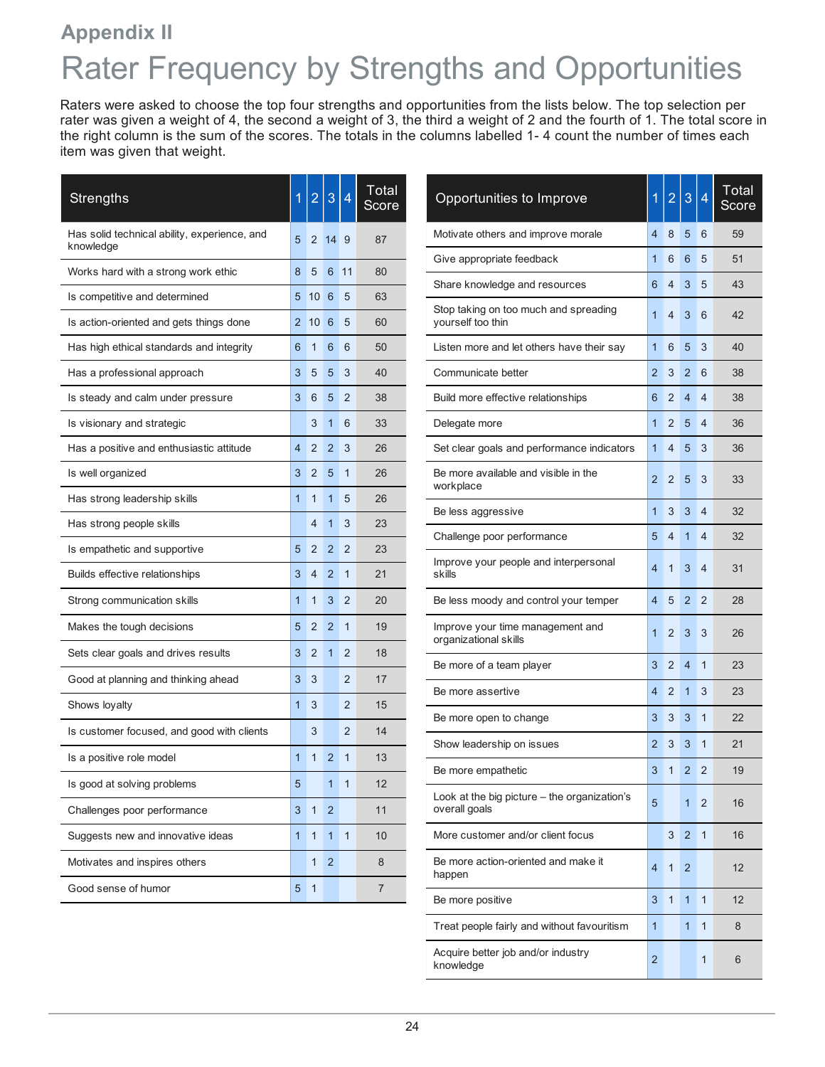## Appendix II

# Rater Frequency by Strengths and Opportunities

Raters were asked to choose the top four strengths and opportunities from the lists below. The top selection per rater was given a weight of 4, the second a weight of 3, the third a weight of 2 and the fourth of 1. The total score in the right column is the sum of the scores. The totals in the columns labelled 1- 4 count the number of times each item was given that weight.

| Strengths | 1 | 2 | 3 | 4 | Total Score |
|---|---|---|---|---|---|
| Has solid technical ability, experience, and knowledge | 5 | 2 | 14 | 9 | 87 |
| Works hard with a strong work ethic | 8 | 5 | 6 | 11 | 80 |
| Is competitive and determined | 5 | 10 | 6 | 5 | 63 |
| Is action-oriented and gets things done | 2 | 10 | 6 | 5 | 60 |
| Has high ethical standards and integrity | 6 | 1 | 6 | 6 | 50 |
| Has a professional approach | 3 | 5 | 5 | 3 | 40 |
| Is steady and calm under pressure | 3 | 6 | 5 | 2 | 38 |
| Is visionary and strategic | | 3 | 1 | 6 | 33 |
| Has a positive and enthusiastic attitude | 4 | 2 | 2 | 3 | 26 |
| Is well organized | 3 | 2 | 5 | 1 | 26 |
| Has strong leadership skills | 1 | 1 | 1 | 5 | 26 |
| Has strong people skills | | 4 | 1 | 3 | 23 |
| Is empathetic and supportive | 5 | 2 | 2 | 2 | 23 |
| Builds effective relationships | 3 | 4 | 2 | 1 | 21 |
| Strong communication skills | 1 | 1 | 3 | 2 | 20 |
| Makes the tough decisions | 5 | 2 | 2 | 1 | 19 |
| Sets clear goals and drives results | 3 | 2 | 1 | 2 | 18 |
| Good at planning and thinking ahead | 3 | 3 | | 2 | 17 |
| Shows loyalty | 1 | 3 | | 2 | 15 |
| Is customer focused, and good with clients | | 3 | | 2 | 14 |
| Is a positive role model | 1 | 1 | 2 | 1 | 13 |
| Is good at solving problems | 5 | | 1 | 1 | 12 |
| Challenges poor performance | 3 | 1 | 2 | | 11 |
| Suggests new and innovative ideas | 1 | 1 | 1 | 1 | 10 |
| Motivates and inspires others | | 1 | 2 | | 8 |
| Good sense of humor | 5 | 1 | | | 7 |

| Opportunities to Improve | 1 | 2 | 3 | 4 | Total Score |
|---|---|---|---|---|---|
| Motivate others and improve morale | 4 | 8 | 5 | 6 | 59 |
| Give appropriate feedback | 1 | 6 | 6 | 5 | 51 |
| Share knowledge and resources | 6 | 4 | 3 | 5 | 43 |
| Stop taking on too much and spreading yourself too thin | 1 | 4 | 3 | 6 | 42 |
| Listen more and let others have their say | 1 | 6 | 5 | 3 | 40 |
| Communicate better | 2 | 3 | 2 | 6 | 38 |
| Build more effective relationships | 6 | 2 | 4 | 4 | 38 |
| Delegate more | 1 | 2 | 5 | 4 | 36 |
| Set clear goals and performance indicators | 1 | 4 | 5 | 3 | 36 |
| Be more available and visible in the workplace | 2 | 2 | 5 | 3 | 33 |
| Be less aggressive | 1 | 3 | 3 | 4 | 32 |
| Challenge poor performance | 5 | 4 | 1 | 4 | 32 |
| Improve your people and interpersonal skills | 4 | 1 | 3 | 4 | 31 |
| Be less moody and control your temper | 4 | 5 | 2 | 2 | 28 |
| Improve your time management and organizational skills | 1 | 2 | 3 | 3 | 26 |
| Be more of a team player | 3 | 2 | 4 | 1 | 23 |
| Be more assertive | 4 | 2 | 1 | 3 | 23 |
| Be more open to change | 3 | 3 | 3 | 1 | 22 |
| Show leadership on issues | 2 | 3 | 3 | 1 | 21 |
| Be more empathetic | 3 | 1 | 2 | 2 | 19 |
| Look at the big picture – the organization's overall goals | 5 | | 1 | 2 | 16 |
| More customer and/or client focus | | 3 | 2 | 1 | 16 |
| Be more action-oriented and make it happen | 4 | 1 | 2 | | 12 |
| Be more positive | 3 | 1 | 1 | 1 | 12 |
| Treat people fairly and without favouritism | 1 | | 1 | 1 | 8 |
| Acquire better job and/or industry knowledge | 2 | | | 1 | 6 |